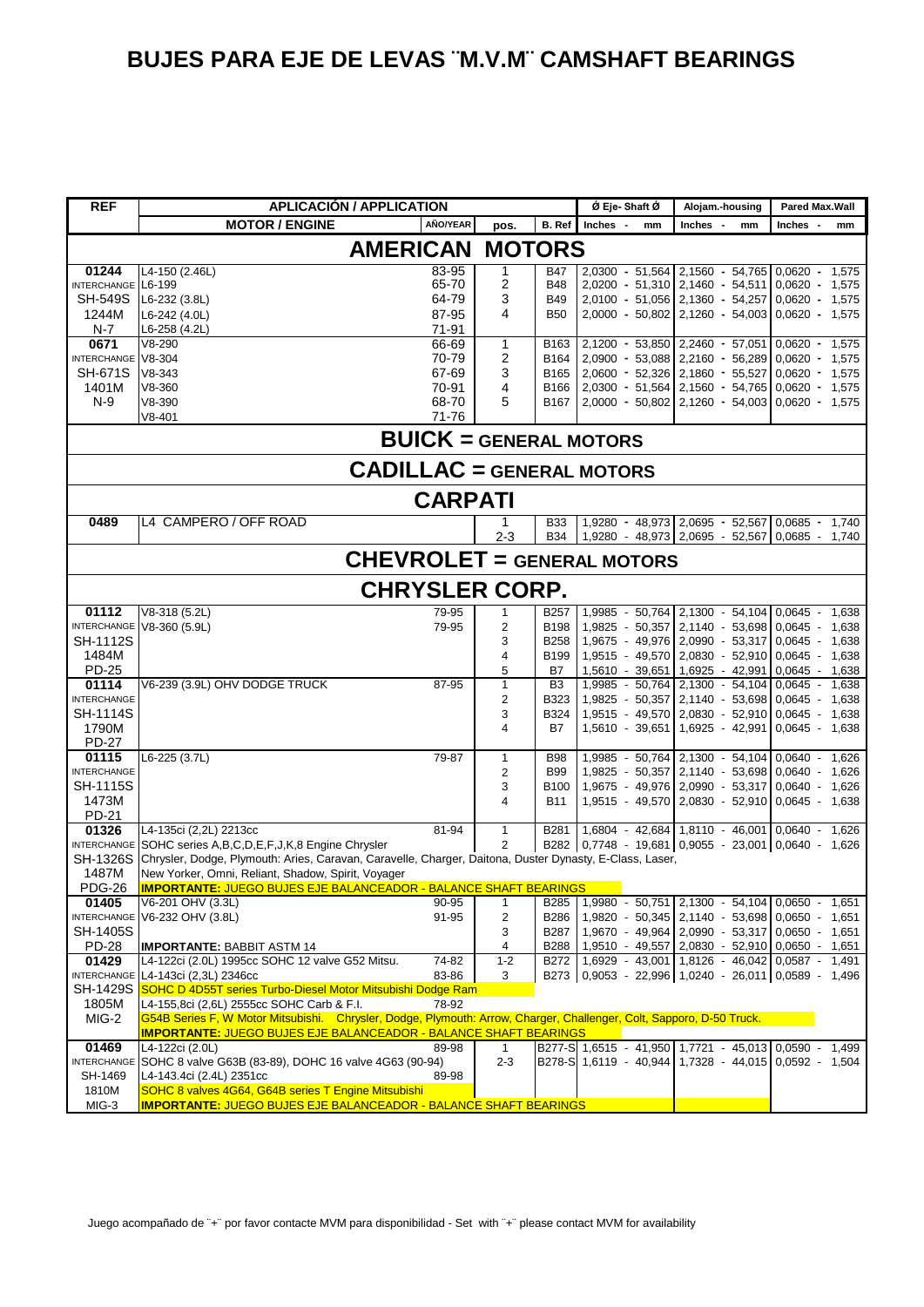# BUJES PARA EJE DE LEVAS ¨M.V.M¨ CAMSHAFT BEARINGS

| REF | APLICACIÓN / APPLICATION | | pos. | B. Ref | Ø Eje- Shaft Ø | Alojam.-housing | Pared Max.Wall |
|---|---|---|---|---|---|---|---|
| | MOTOR / ENGINE | AÑO/YEAR | | | Inches - mm | Inches - mm | Inches - mm |
| | **AMERICAN MOTORS** | | | | | | |
| **01244** | L4-150 (2.46L) | 83-95 | 1 | B47 | 2,0300 - 51,564 | 2,1560 - 54,765 | 0,0620 - 1,575 |
| INTERCHANGE | L6-199 | 65-70 | 2 | B48 | 2,0200 - 51,310 | 2,1460 - 54,511 | 0,0620 - 1,575 |
| SH-549S | L6-232 (3.8L) | 64-79 | 3 | B49 | 2,0100 - 51,056 | 2,1360 - 54,257 | 0,0620 - 1,575 |
| 1244M | L6-242 (4.0L) | 87-95 | 4 | B50 | 2,0000 - 50,802 | 2,1260 - 54,003 | 0,0620 - 1,575 |
| N-7 | L6-258 (4.2L) | 71-91 | | | | | |
| **0671** | V8-290 | 66-69 | 1 | B163 | 2,1200 - 53,850 | 2,2460 - 57,051 | 0,0620 - 1,575 |
| INTERCHANGE | V8-304 | 70-79 | 2 | B164 | 2,0900 - 53,088 | 2,2160 - 56,289 | 0,0620 - 1,575 |
| SH-671S | V8-343 | 67-69 | 3 | B165 | 2,0600 - 52,326 | 2,1860 - 55,527 | 0,0620 - 1,575 |
| 1401M | V8-360 | 70-91 | 4 | B166 | 2,0300 - 51,564 | 2,1560 - 54,765 | 0,0620 - 1,575 |
| N-9 | V8-390 | 68-70 | 5 | B167 | 2,0000 - 50,802 | 2,1260 - 54,003 | 0,0620 - 1,575 |
| | V8-401 | 71-76 | | | | | |
| | **BUICK = GENERAL MOTORS** | | | | | | |
| | **CADILLAC = GENERAL MOTORS** | | | | | | |
| | **CARPATI** | | | | | | |
| **0489** | L4 CAMPERO / OFF ROAD | | 1 | B33 | 1,9280 - 48,973 | 2,0695 - 52,567 | 0,0685 - 1,740 |
| | | | 2-3 | B34 | 1,9280 - 48,973 | 2,0695 - 52,567 | 0,0685 - 1,740 |
| | **CHEVROLET = GENERAL MOTORS** | | | | | | |
| | **CHRYSLER CORP.** | | | | | | |
| **01112** | V8-318 (5.2L) | 79-95 | 1 | B257 | 1,9985 - 50,764 | 2,1300 - 54,104 | 0,0645 - 1,638 |
| INTERCHANGE | V8-360 (5.9L) | 79-95 | 2 | B198 | 1,9825 - 50,357 | 2,1140 - 53,698 | 0,0645 - 1,638 |
| SH-1112S | | | 3 | B258 | 1,9675 - 49,976 | 2,0990 - 53,317 | 0,0645 - 1,638 |
| 1484M | | | 4 | B199 | 1,9515 - 49,570 | 2,0830 - 52,910 | 0,0645 - 1,638 |
| PD-25 | | | 5 | B7 | 1,5610 - 39,651 | 1,6925 - 42,991 | 0,0645 - 1,638 |
| **01114** | V6-239 (3.9L) OHV DODGE TRUCK | 87-95 | 1 | B3 | 1,9985 - 50,764 | 2,1300 - 54,104 | 0,0645 - 1,638 |
| INTERCHANGE | | | 2 | B323 | 1,9825 - 50,357 | 2,1140 - 53,698 | 0,0645 - 1,638 |
| SH-1114S | | | 3 | B324 | 1,9515 - 49,570 | 2,0830 - 52,910 | 0,0645 - 1,638 |
| 1790M | | | 4 | B7 | 1,5610 - 39,651 | 1,6925 - 42,991 | 0,0645 - 1,638 |
| PD-27 | | | | | | | |
| **01115** | L6-225 (3.7L) | 79-87 | 1 | B98 | 1,9985 - 50,764 | 2,1300 - 54,104 | 0,0640 - 1,626 |
| INTERCHANGE | | | 2 | B99 | 1,9825 - 50,357 | 2,1140 - 53,698 | 0,0640 - 1,626 |
| SH-1115S | | | 3 | B100 | 1,9675 - 49,976 | 2,0990 - 53,317 | 0,0640 - 1,626 |
| 1473M | | | 4 | B11 | 1,9515 - 49,570 | 2,0830 - 52,910 | 0,0645 - 1,638 |
| PD-21 | | | | | | | |
| **01326** | L4-135ci (2,2L) 2213cc | 81-94 | 1 | B281 | 1,6804 - 42,684 | 1,8110 - 46,001 | 0,0640 - 1,626 |
| INTERCHANGE | SOHC series A,B,C,D,E,F,J,K,8 Engine Chrysler | | 2 | B282 | 0,7748 - 19,681 | 0,9055 - 23,001 | 0,0640 - 1,626 |
| SH-1326S | Chrysler, Dodge, Plymouth: Aries, Caravan, Caravelle, Charger, Daitona, Duster Dynasty, E-Class, Laser, | | | | | | |
| 1487M | New Yorker, Omni, Reliant, Shadow, Spirit, Voyager | | | | | | |
| PDG-26 | **IMPORTANTE:** JUEGO BUJES EJE BALANCEADOR - BALANCE SHAFT BEARINGS | | | | | | |
| **01405** | V6-201 OHV (3.3L) | 90-95 | 1 | B285 | 1,9980 - 50,751 | 2,1300 - 54,104 | 0,0650 - 1,651 |
| INTERCHANGE | V6-232 OHV (3.8L) | 91-95 | 2 | B286 | 1,9820 - 50,345 | 2,1140 - 53,698 | 0,0650 - 1,651 |
| SH-1405S | | | 3 | B287 | 1,9670 - 49,964 | 2,0990 - 53,317 | 0,0650 - 1,651 |
| PD-28 | **IMPORTANTE:** BABBIT ASTM 14 | | 4 | B288 | 1,9510 - 49,557 | 2,0830 - 52,910 | 0,0650 - 1,651 |
| **01429** | L4-122ci (2.0L) 1995cc SOHC 12 valve G52 Mitsu. | 74-82 | 1-2 | B272 | 1,6929 - 43,001 | 1,8126 - 46,042 | 0,0587 - 1,491 |
| INTERCHANGE | L4-143ci (2,3L) 2346cc | 83-86 | 3 | B273 | 0,9053 - 22,996 | 1,0240 - 26,011 | 0,0589 - 1,496 |
| SH-1429S | SOHC D 4D55T series Turbo-Diesel Motor Mitsubishi Dodge Ram | | | | | | |
| 1805M | L4-155,8ci (2,6L) 2555cc SOHC Carb & F.I. | 78-92 | | | | | |
| MIG-2 | G54B Series F, W Motor Mitsubishi. Chrysler, Dodge, Plymouth: Arrow, Charger, Challenger, Colt, Sapporo, D-50 Truck. | | | | | | |
| | **IMPORTANTE:** JUEGO BUJES EJE BALANCEADOR - BALANCE SHAFT BEARINGS | | | | | | |
| **01469** | L4-122ci (2.0L) | 89-98 | 1 | B277-S | 1,6515 - 41,950 | 1,7721 - 45,013 | 0,0590 - 1,499 |
| INTERCHANGE | SOHC 8 valve G63B (83-89), DOHC 16 valve 4G63 (90-94) | | 2-3 | B278-S | 1,6119 - 40,944 | 1,7328 - 44,015 | 0,0592 - 1,504 |
| SH-1469 | L4-143.4ci (2.4L) 2351cc | 89-98 | | | | | |
| 1810M | SOHC 8 valves 4G64, G64B series T Engine Mitsubishi | | | | | | |
| MIG-3 | **IMPORTANTE:** JUEGO BUJES EJE BALANCEADOR - BALANCE SHAFT BEARINGS | | | | | | |

Juego acompañado de ¨+¨ por favor contacte MVM para disponibilidad - Set with ¨+¨ please contact MVM for availability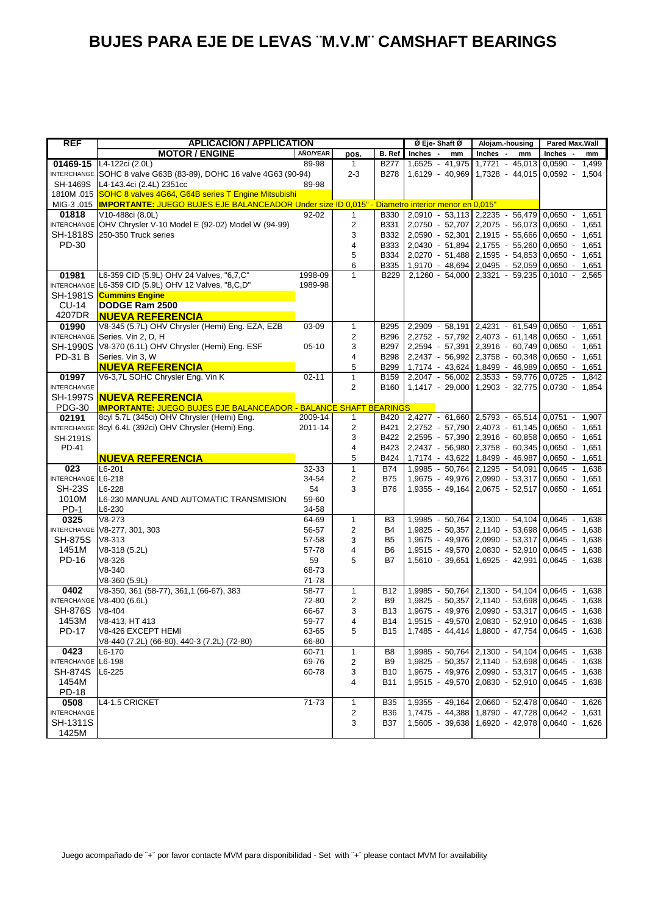# BUJES PARA EJE DE LEVAS ¨M.V.M¨ CAMSHAFT BEARINGS

| REF | APLICACION / APPLICATION | | | | Ø Eje- Shaft Ø | Alojam.-housing | Pared Max.Wall |
|---|---|---|---|---|---|---|---|
| | MOTOR / ENGINE | AÑO/YEAR | pos. | B. Ref | Inches - mm | Inches - mm | Inches - mm |
| **01469-15** | L4-122ci (2.0L) | 89-98 | 1 | B277 | 1,6525 - 41,975 | 1,7721 - 45,013 | 0,0590 - 1,499 |
| INTERCHANGE | SOHC 8 valve G63B (83-89), DOHC 16 valve 4G63 (90-94) | | 2-3 | B278 | 1,6129 - 40,969 | 1,7328 - 44,015 | 0,0592 - 1,504 |
| SH-1469S | L4-143.4ci (2.4L) 2351cc | 89-98 | | | | | |
| 1810M .015 | SOHC 8 valves 4G64, G64B series T Engine Mitsubishi | | | | | | |
| MIG-3 .015 | **IMPORTANTE:** JUEGO BUJES EJE BALANCEADOR Under size ID 0,015" - Diametro interior menor en 0,015" | | | | | | |
| **01818** | V10-488ci (8.0L) | 92-02 | 1 | B330 | 2,0910 - 53,113 | 2,2235 - 56,479 | 0,0650 - 1,651 |
| INTERCHANGE | OHV Chrysler V-10 Model E (92-02) Model W (94-99) | | 2 | B331 | 2,0750 - 52,707 | 2,2075 - 56,073 | 0,0650 - 1,651 |
| SH-1818S | 250-350 Truck series | | 3 | B332 | 2,0590 - 52,301 | 2,1915 - 55,666 | 0,0650 - 1,651 |
| PD-30 | | | 4 | B333 | 2,0430 - 51,894 | 2,1755 - 55,260 | 0,0650 - 1,651 |
| | | | 5 | B334 | 2,0270 - 51,488 | 2,1595 - 54,853 | 0,0650 - 1,651 |
| | | | 6 | B335 | 1,9170 - 48,694 | 2,0495 - 52,059 | 0,0650 - 1,651 |
| **01981** | L6-359 CID (5.9L) OHV 24 Valves, "6,7,C" | 1998-09 | 1 | B229 | 2,1260 - 54,000 | 2,3321 - 59,235 | 0,1010 - 2,565 |
| INTERCHANGE | L6-359 CID (5.9L) OHV 12 Valves, "8,C,D" | 1989-98 | | | | | |
| SH-1981S | **Cummins Engine** | | | | | | |
| CU-14 | **DODGE Ram 2500** | | | | | | |
| 4207DR | **NUEVA REFERENCIA** | | | | | | |
| **01990** | V8-345 (5.7L) OHV Chrysler (Hemi) Eng. EZA, EZB | 03-09 | 1 | B295 | 2,2909 - 58,191 | 2,4231 - 61,549 | 0,0650 - 1,651 |
| INTERCHANGE | Series. Vin 2, D, H | | 2 | B296 | 2,2752 - 57,792 | 2,4073 - 61,148 | 0,0650 - 1,651 |
| SH-1990S | V8-370 (6.1L) OHV Chrysler (Hemi) Eng. ESF | 05-10 | 3 | B297 | 2,2594 - 57,391 | 2,3916 - 60,749 | 0,0650 - 1,651 |
| PD-31 B | Series. Vin 3, W | | 4 | B298 | 2,2437 - 56,992 | 2,3758 - 60,348 | 0,0650 - 1,651 |
| | **NUEVA REFERENCIA** | | 5 | B299 | 1,7174 - 43,624 | 1,8499 - 46,989 | 0,0650 - 1,651 |
| **01997** | V6-3,7L SOHC Chrysler Eng. Vin K | 02-11 | 1 | B159 | 2,2047 - 56,002 | 2,3533 - 59,776 | 0,0725 - 1,842 |
| INTERCHANGE | | | 2 | B160 | 1,1417 - 29,000 | 1,2903 - 32,775 | 0,0730 - 1,854 |
| SH-1997S | **NUEVA REFERENCIA** | | | | | | |
| PDG-30 | **IMPORTANTE:** JUEGO BUJES EJE BALANCEADOR - BALANCE SHAFT BEARINGS | | | | | | |
| **02191** | 8cyl 5.7L (345ci) OHV Chrysler (Hemi) Eng. | 2009-14 | 1 | B420 | 2,4277 - 61,660 | 2,5793 - 65,514 | 0,0751 - 1,907 |
| INTERCHANGE | 8cyl 6.4L (392ci) OHV Chrysler (Hemi) Eng. | 2011-14 | 2 | B421 | 2,2752 - 57,790 | 2,4073 - 61,145 | 0,0650 - 1,651 |
| SH-2191S | | | 3 | B422 | 2,2595 - 57,390 | 2,3916 - 60,858 | 0,0650 - 1,651 |
| PD-41 | | | 4 | B423 | 2,2437 - 56,980 | 2,3758 - 60,345 | 0,0650 - 1,651 |
| | **NUEVA REFERENCIA** | | 5 | B424 | 1,7174 - 43,622 | 1,8499 - 46,987 | 0,0650 - 1,651 |
| **023** | L6-201 | 32-33 | 1 | B74 | 1,9985 - 50,764 | 2,1295 - 54,091 | 0,0645 - 1,638 |
| INTERCHANGE | L6-218 | 34-54 | 2 | B75 | 1,9675 - 49,976 | 2,0990 - 53,317 | 0,0650 - 1,651 |
| SH-23S | L6-228 | 54 | 3 | B76 | 1,9355 - 49,164 | 2,0675 - 52,517 | 0,0650 - 1,651 |
| 1010M | L6-230 MANUAL AND AUTOMATIC TRANSMISION | 59-60 | | | | | |
| PD-1 | L6-230 | 34-58 | | | | | |
| **0325** | V8-273 | 64-69 | 1 | B3 | 1,9985 - 50,764 | 2,1300 - 54,104 | 0,0645 - 1,638 |
| INTERCHANGE | V8-277, 301, 303 | 56-57 | 2 | B4 | 1,9825 - 50,357 | 2,1140 - 53,698 | 0,0645 - 1,638 |
| SH-875S | V8-313 | 57-58 | 3 | B5 | 1,9675 - 49,976 | 2,0990 - 53,317 | 0,0645 - 1,638 |
| 1451M | V8-318 (5.2L) | 57-78 | 4 | B6 | 1,9515 - 49,570 | 2,0830 - 52,910 | 0,0645 - 1,638 |
| PD-16 | V8-326 | 59 | 5 | B7 | 1,5610 - 39,651 | 1,6925 - 42,991 | 0,0645 - 1,638 |
| | V8-340 | 68-73 | | | | | |
| | V8-360 (5.9L) | 71-78 | | | | | |
| **0402** | V8-350, 361 (58-77), 361,1 (66-67), 383 | 58-77 | 1 | B12 | 1,9985 - 50,764 | 2,1300 - 54,104 | 0,0645 - 1,638 |
| INTERCHANGE | V8-400 (6.6L) | 72-80 | 2 | B9 | 1,9825 - 50,357 | 2,1140 - 53,698 | 0,0645 - 1,638 |
| SH-876S | V8-404 | 66-67 | 3 | B13 | 1,9675 - 49,976 | 2,0990 - 53,317 | 0,0645 - 1,638 |
| 1453M | V8-413, HT 413 | 59-77 | 4 | B14 | 1,9515 - 49,570 | 2,0830 - 52,910 | 0,0645 - 1,638 |
| PD-17 | V8-426 EXCEPT HEMI | 63-65 | 5 | B15 | 1,7485 - 44,414 | 1,8800 - 47,754 | 0,0645 - 1,638 |
| | V8-440 (7.2L) (66-80), 440-3 (7.2L) (72-80) | 66-80 | | | | | |
| **0423** | L6-170 | 60-71 | 1 | B8 | 1,9985 - 50,764 | 2,1300 - 54,104 | 0,0645 - 1,638 |
| INTERCHANGE | L6-198 | 69-76 | 2 | B9 | 1,9825 - 50,357 | 2,1140 - 53,698 | 0,0645 - 1,638 |
| SH-874S | L6-225 | 60-78 | 3 | B10 | 1,9675 - 49,976 | 2,0990 - 53,317 | 0,0645 - 1,638 |
| 1454M | | | 4 | B11 | 1,9515 - 49,570 | 2,0830 - 52,910 | 0,0645 - 1,638 |
| PD-18 | | | | | | | |
| **0508** | L4-1.5 CRICKET | 71-73 | 1 | B35 | 1,9355 - 49,164 | 2,0660 - 52,478 | 0,0640 - 1,626 |
| INTERCHANGE | | | 2 | B36 | 1,7475 - 44,388 | 1,8790 - 47,728 | 0,0642 - 1,631 |
| SH-1311S | | | 3 | B37 | 1,5605 - 39,638 | 1,6920 - 42,978 | 0,0640 - 1,626 |
| 1425M | | | | | | | |

Juego acompañado de ¨+¨ por favor contacte MVM para disponibilidad - Set with ¨+¨ please contact MVM for availability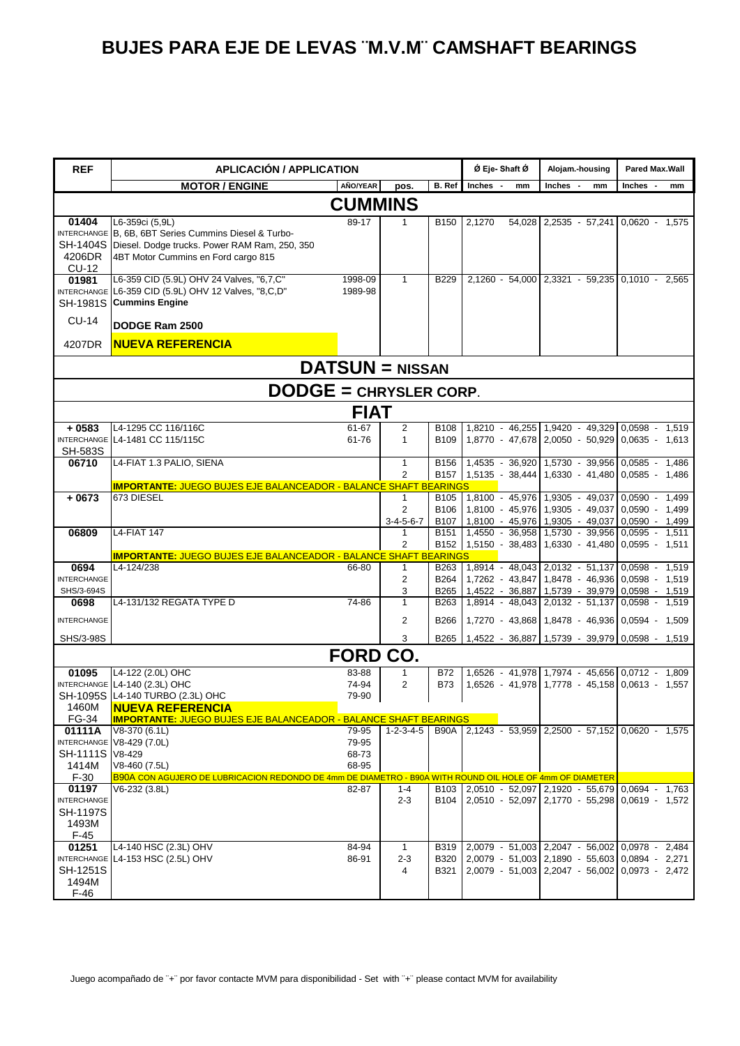# BUJES PARA EJE DE LEVAS ¨M.V.M¨ CAMSHAFT BEARINGS

| REF | APLICACIÓN / APPLICATION | | | | Ø Eje- Shaft Ø | Alojam.-housing | Pared Max.Wall |
|---|---|---|---|---|---|---|---|
| | MOTOR / ENGINE | AÑO/YEAR | pos. | B. Ref | Inches - mm | Inches - mm | Inches - mm |
| **CUMMINS** | | | | | | | |
| **01404** INTERCHANGE SH-1404S 4206DR CU-12 | L6-359ci (5,9L) B, 6B, 6BT Series Cummins Diesel & Turbo-Diesel. Dodge trucks. Power RAM Ram, 250, 350 4BT Motor Cummins en Ford cargo 815 | 89-17 | 1 | B150 | 2,1270 54,028 | 2,2535 - 57,241 | 0,0620 - 1,575 |
| **01981** INTERCHANGE SH-1981S CU-14 4207DR | L6-359 CID (5.9L) OHV 24 Valves, "6,7,C" L6-359 CID (5.9L) OHV 12 Valves, "8,C,D" **Cummins Engine** **DODGE Ram 2500** **NUEVA REFERENCIA** | 1998-09 1989-98 | 1 | B229 | 2,1260 - 54,000 | 2,3321 - 59,235 | 0,1010 - 2,565 |
| **DATSUN = NISSAN** | | | | | | | |
| **DODGE = CHRYSLER CORP.** | | | | | | | |
| **FIAT** | | | | | | | |
| **+ 0583** INTERCHANGE SH-583S | L4-1295 CC 116/116C L4-1481 CC 115/115C | 61-67 61-76 | 2 1 | B108 B109 | 1,8210 - 46,255 1,8770 - 47,678 | 1,9420 - 49,329 2,0050 - 50,929 | 0,0598 - 1,519 0,0635 - 1,613 |
| **06710** | L4-FIAT 1.3 PALIO, SIENA | | 1 2 | B156 B157 | 1,4535 - 36,920 1,5135 - 38,444 | 1,5730 - 39,956 1,6330 - 41,480 | 0,0585 - 1,486 0,0585 - 1,486 |
| | **IMPORTANTE:** JUEGO BUJES EJE BALANCEADOR - BALANCE SHAFT BEARINGS | | | | | | |
| **+ 0673** | 673 DIESEL | | 1 2 3-4-5-6-7 | B105 B106 B107 | 1,8100 - 45,976 1,8100 - 45,976 1,8100 - 45,976 | 1,9305 - 49,037 1,9305 - 49,037 1,9305 - 49,037 | 0,0590 - 1,499 0,0590 - 1,499 0,0590 - 1,499 |
| **06809** | L4-FIAT 147 | | 1 2 | B151 B152 | 1,4550 - 36,958 1,5150 - 38,483 | 1,5730 - 39,956 1,6330 - 41,480 | 0,0595 - 1,511 0,0595 - 1,511 |
| | **IMPORTANTE:** JUEGO BUJES EJE BALANCEADOR - BALANCE SHAFT BEARINGS | | | | | | |
| **0694** INTERCHANGE SHS/3-694S | L4-124/238 | 66-80 | 1 2 3 | B263 B264 B265 | 1,8914 - 48,043 1,7262 - 43,847 1,4522 - 36,887 | 2,0132 - 51,137 1,8478 - 46,936 1,5739 - 39,979 | 0,0598 - 1,519 0,0598 - 1,519 0,0598 - 1,519 |
| **0698** INTERCHANGE SHS/3-98S | L4-131/132 REGATA TYPE D | 74-86 | 1 2 3 | B263 B266 B265 | 1,8914 - 48,043 1,7270 - 43,868 1,4522 - 36,887 | 2,0132 - 51,137 1,8478 - 46,936 1,5739 - 39,979 | 0,0598 - 1,519 0,0594 - 1,509 0,0598 - 1,519 |
| **FORD CO.** | | | | | | | |
| **01095** INTERCHANGE SH-1095S 1460M FG-34 | L4-122 (2.0L) OHC L4-140 (2.3L) OHC L4-140 TURBO (2.3L) OHC **NUEVA REFERENCIA** | 83-88 74-94 79-90 | 1 2 | B72 B73 | 1,6526 - 41,978 1,6526 - 41,978 | 1,7974 - 45,656 1,7778 - 45,158 | 0,0712 - 1,809 0,0613 - 1,557 |
| | **IMPORTANTE:** JUEGO BUJES EJE BALANCEADOR - BALANCE SHAFT BEARINGS | | | | | | |
| **01111A** INTERCHANGE SH-1111S 1414M F-30 | V8-370 (6.1L) V8-429 (7.0L) V8-429 V8-460 (7.5L) | 79-95 79-95 68-73 68-95 | 1-2-3-4-5 | B90A | 2,1243 - 53,959 | 2,2500 - 57,152 | 0,0620 - 1,575 |
| | B90A CON AGUJERO DE LUBRICACION REDONDO DE 4mm DE DIAMETRO - B90A WITH ROUND OIL HOLE OF 4mm OF DIAMETER | | | | | | |
| **01197** INTERCHANGE SH-1197S 1493M F-45 | V6-232 (3.8L) | 82-87 | 1-4 2-3 | B103 B104 | 2,0510 - 52,097 2,0510 - 52,097 | 2,1920 - 55,679 2,1770 - 55,298 | 0,0694 - 1,763 0,0619 - 1,572 |
| **01251** INTERCHANGE SH-1251S 1494M F-46 | L4-140 HSC (2.3L) OHV L4-153 HSC (2.5L) OHV | 84-94 86-91 | 1 2-3 4 | B319 B320 B321 | 2,0079 - 51,003 2,0079 - 51,003 2,0079 - 51,003 | 2,2047 - 56,002 2,1890 - 55,603 2,2047 - 56,002 | 0,0978 - 2,484 0,0894 - 2,271 0,0973 - 2,472 |

Juego acompañado de ¨+¨ por favor contacte MVM para disponibilidad - Set with ¨+¨ please contact MVM for availability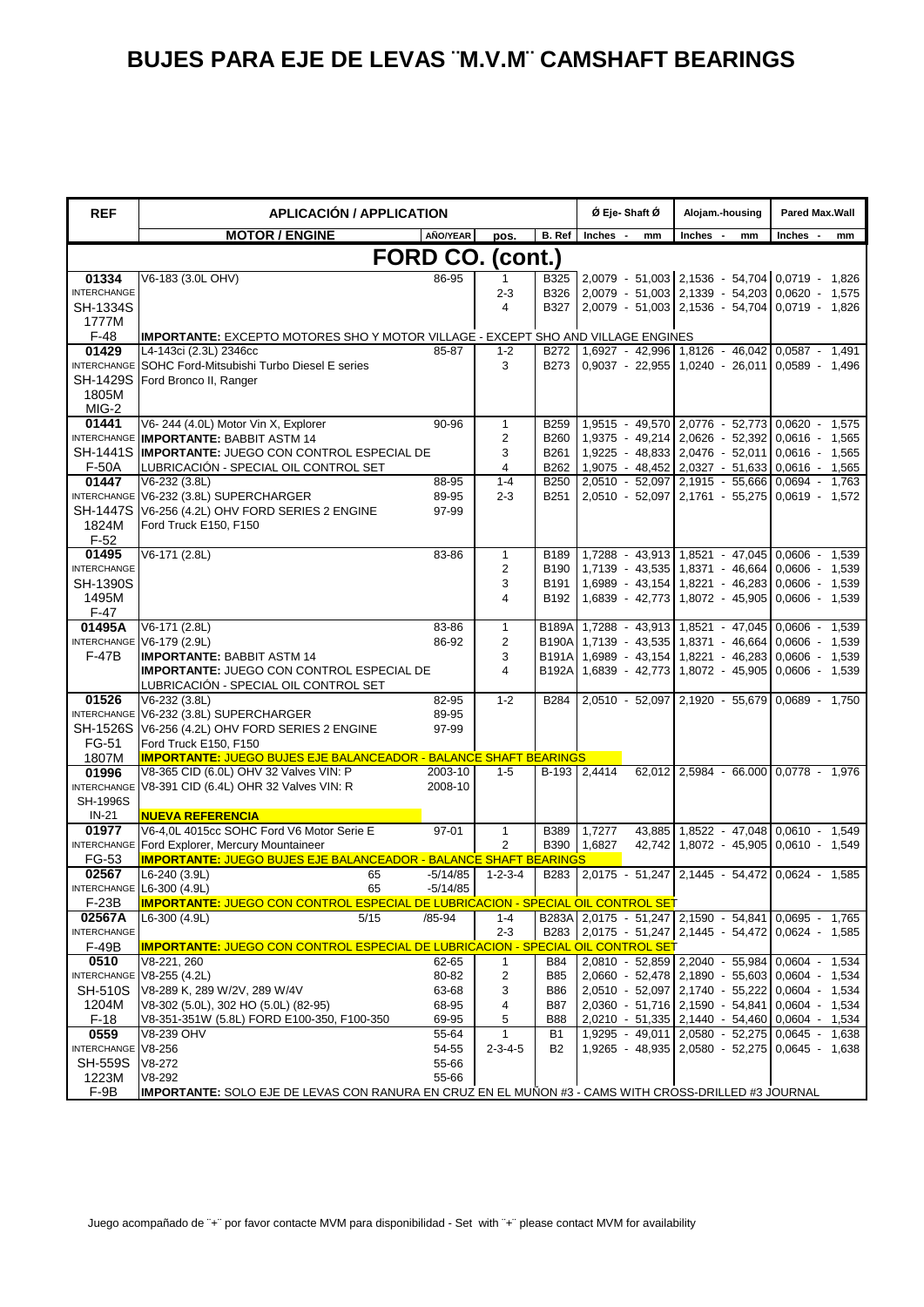# BUJES PARA EJE DE LEVAS ¨M.V.M¨ CAMSHAFT BEARINGS

| REF | APLICACIÓN / APPLICATION | | | | Ø Eje- Shaft Ø | Alojam.-housing | Pared Max.Wall |
|---|---|---|---|---|---|---|---|
| | MOTOR / ENGINE | AÑO/YEAR | pos. | B. Ref | Inches - mm | Inches - mm | Inches - mm |
| | **FORD CO. (cont.)** | | | | | | |
| **01334** | V6-183 (3.0L OHV) | 86-95 | 1 | B325 | 2,0079 - 51,003 | 2,1536 - 54,704 | 0,0719 - 1,826 |
| INTERCHANGE | | | 2-3 | B326 | 2,0079 - 51,003 | 2,1339 - 54,203 | 0,0620 - 1,575 |
| SH-1334S | | | 4 | B327 | 2,0079 - 51,003 | 2,1536 - 54,704 | 0,0719 - 1,826 |
| 1777M | | | | | | | |
| F-48 | **IMPORTANTE:** EXCEPTO MOTORES SHO Y MOTOR VILLAGE - EXCEPT SHO AND VILLAGE ENGINES | | | | | | |
| **01429** | L4-143ci (2.3L) 2346cc | 85-87 | 1-2 | B272 | 1,6927 - 42,996 | 1,8126 - 46,042 | 0,0587 - 1,491 |
| INTERCHANGE | SOHC Ford-Mitsubishi Turbo Diesel E series | | 3 | B273 | 0,9037 - 22,955 | 1,0240 - 26,011 | 0,0589 - 1,496 |
| SH-1429S | Ford Bronco II, Ranger | | | | | | |
| 1805M | | | | | | | |
| MIG-2 | | | | | | | |
| **01441** | V6- 244 (4.0L) Motor Vin X, Explorer | 90-96 | 1 | B259 | 1,9515 - 49,570 | 2,0776 - 52,773 | 0,0620 - 1,575 |
| INTERCHANGE | **IMPORTANTE:** BABBIT ASTM 14 | | 2 | B260 | 1,9375 - 49,214 | 2,0626 - 52,392 | 0,0616 - 1,565 |
| SH-1441S | **IMPORTANTE:** JUEGO CON CONTROL ESPECIAL DE | | 3 | B261 | 1,9225 - 48,833 | 2,0476 - 52,011 | 0,0616 - 1,565 |
| F-50A | LUBRICACIÓN - SPECIAL OIL CONTROL SET | | 4 | B262 | 1,9075 - 48,452 | 2,0327 - 51,633 | 0,0616 - 1,565 |
| **01447** | V6-232 (3.8L) | 88-95 | 1-4 | B250 | 2,0510 - 52,097 | 2,1915 - 55,666 | 0,0694 - 1,763 |
| INTERCHANGE | V6-232 (3.8L) SUPERCHARGER | 89-95 | 2-3 | B251 | 2,0510 - 52,097 | 2,1761 - 55,275 | 0,0619 - 1,572 |
| SH-1447S | V6-256 (4.2L) OHV FORD SERIES 2 ENGINE | 97-99 | | | | | |
| 1824M | Ford Truck E150, F150 | | | | | | |
| F-52 | | | | | | | |
| **01495** | V6-171 (2.8L) | 83-86 | 1 | B189 | 1,7288 - 43,913 | 1,8521 - 47,045 | 0,0606 - 1,539 |
| INTERCHANGE | | | 2 | B190 | 1,7139 - 43,535 | 1,8371 - 46,664 | 0,0606 - 1,539 |
| SH-1390S | | | 3 | B191 | 1,6989 - 43,154 | 1,8221 - 46,283 | 0,0606 - 1,539 |
| 1495M | | | 4 | B192 | 1,6839 - 42,773 | 1,8072 - 45,905 | 0,0606 - 1,539 |
| F-47 | | | | | | | |
| **01495A** | V6-171 (2.8L) | 83-86 | 1 | B189A | 1,7288 - 43,913 | 1,8521 - 47,045 | 0,0606 - 1,539 |
| INTERCHANGE | V6-179 (2.9L) | 86-92 | 2 | B190A | 1,7139 - 43,535 | 1,8371 - 46,664 | 0,0606 - 1,539 |
| F-47B | **IMPORTANTE:** BABBIT ASTM 14 | | 3 | B191A | 1,6989 - 43,154 | 1,8221 - 46,283 | 0,0606 - 1,539 |
| | **IMPORTANTE:** JUEGO CON CONTROL ESPECIAL DE | | 4 | B192A | 1,6839 - 42,773 | 1,8072 - 45,905 | 0,0606 - 1,539 |
| | LUBRICACIÓN - SPECIAL OIL CONTROL SET | | | | | | |
| **01526** | V6-232 (3.8L) | 82-95 | 1-2 | B284 | 2,0510 - 52,097 | 2,1920 - 55,679 | 0,0689 - 1,750 |
| INTERCHANGE | V6-232 (3.8L) SUPERCHARGER | 89-95 | | | | | |
| SH-1526S | V6-256 (4.2L) OHV FORD SERIES 2 ENGINE | 97-99 | | | | | |
| FG-51 | Ford Truck E150, F150 | | | | | | |
| 1807M | **IMPORTANTE:** JUEGO BUJES EJE BALANCEADOR - BALANCE SHAFT BEARINGS | | | | | | |
| **01996** | V8-365 CID (6.0L) OHV 32 Valves VIN: P | 2003-10 | 1-5 | B-193 | 2,4414 62,012 | 2,5984 - 66.000 | 0,0778 - 1,976 |
| INTERCHANGE | V8-391 CID (6.4L) OHR 32 Valves VIN: R | 2008-10 | | | | | |
| SH-1996S | | | | | | | |
| IN-21 | **NUEVA REFERENCIA** | | | | | | |
| **01977** | V6-4,0L 4015cc SOHC Ford V6 Motor Serie E | 97-01 | 1 | B389 | 1,7277 43,885 | 1,8522 - 47,048 | 0,0610 - 1,549 |
| INTERCHANGE | Ford Explorer, Mercury Mountaineer | | 2 | B390 | 1,6827 42,742 | 1,8072 - 45,905 | 0,0610 - 1,549 |
| FG-53 | **IMPORTANTE:** JUEGO BUJES EJE BALANCEADOR - BALANCE SHAFT BEARINGS | | | | | | |
| **02567** | L6-240 (3.9L) 65 | -5/14/85 | 1-2-3-4 | B283 | 2,0175 - 51,247 | 2,1445 - 54,472 | 0,0624 - 1,585 |
| INTERCHANGE | L6-300 (4.9L) 65 | -5/14/85 | | | | | |
| F-23B | **IMPORTANTE:** JUEGO CON CONTROL ESPECIAL DE LUBRICACION - SPECIAL OIL CONTROL SET | | | | | | |
| **02567A** | L6-300 (4.9L) 5/15 | /85-94 | 1-4 | B283A | 2,0175 - 51,247 | 2,1590 - 54,841 | 0,0695 - 1,765 |
| INTERCHANGE | | | 2-3 | B283 | 2,0175 - 51,247 | 2,1445 - 54,472 | 0,0624 - 1,585 |
| F-49B | **IMPORTANTE:** JUEGO CON CONTROL ESPECIAL DE LUBRICACION - SPECIAL OIL CONTROL SET | | | | | | |
| **0510** | V8-221, 260 | 62-65 | 1 | B84 | 2,0810 - 52,859 | 2,2040 - 55,984 | 0,0604 - 1,534 |
| INTERCHANGE | V8-255 (4.2L) | 80-82 | 2 | B85 | 2,0660 - 52,478 | 2,1890 - 55,603 | 0,0604 - 1,534 |
| SH-510S | V8-289 K, 289 W/2V, 289 W/4V | 63-68 | 3 | B86 | 2,0510 - 52,097 | 2,1740 - 55,222 | 0,0604 - 1,534 |
| 1204M | V8-302 (5.0L), 302 HO (5.0L) (82-95) | 68-95 | 4 | B87 | 2,0360 - 51,716 | 2,1590 - 54,841 | 0,0604 - 1,534 |
| F-18 | V8-351-351W (5.8L) FORD E100-350, F100-350 | 69-95 | 5 | B88 | 2,0210 - 51,335 | 2,1440 - 54,460 | 0,0604 - 1,534 |
| **0559** | V8-239 OHV | 55-64 | 1 | B1 | 1,9295 - 49,011 | 2,0580 - 52,275 | 0,0645 - 1,638 |
| INTERCHANGE | V8-256 | 54-55 | 2-3-4-5 | B2 | 1,9265 - 48,935 | 2,0580 - 52,275 | 0,0645 - 1,638 |
| SH-559S | V8-272 | 55-66 | | | | | |
| 1223M | V8-292 | 55-66 | | | | | |
| F-9B | **IMPORTANTE:** SOLO EJE DE LEVAS CON RANURA EN CRUZ EN EL MUÑON #3 - CAMS WITH CROSS-DRILLED #3 JOURNAL | | | | | | |

Juego acompañado de ¨+¨ por favor contacte MVM para disponibilidad - Set with ¨+¨ please contact MVM for availability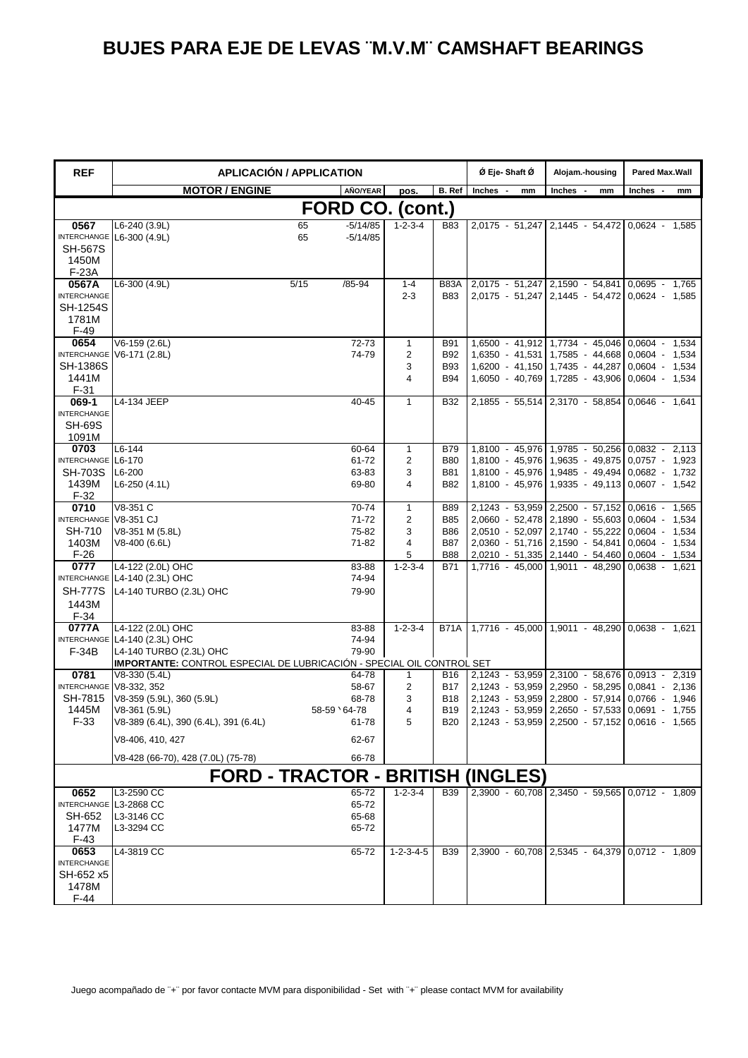# BUJES PARA EJE DE LEVAS ¨M.V.M¨ CAMSHAFT BEARINGS

| REF | APLICACIÓN / APPLICATION | | | | Ø Eje- Shaft Ø | Alojam.-housing | Pared Max.Wall |
|---|---|---|---|---|---|---|---|
| | MOTOR / ENGINE | AÑO/YEAR | pos. | B. Ref | Inches - mm | Inches - mm | Inches - mm |
| **FORD CO. (cont.)** | | | | | | | |
| **0567** | L6-240 (3.9L) 65 | -5/14/85 | 1-2-3-4 | B83 | 2,0175 - 51,247 | 2,1445 - 54,472 | 0,0624 - 1,585 |
| INTERCHANGE | L6-300 (4.9L) 65 | -5/14/85 | | | | | |
| SH-567S | | | | | | | |
| 1450M | | | | | | | |
| F-23A | | | | | | | |
| **0567A** | L6-300 (4.9L) 5/15 | /85-94 | 1-4 | B83A | 2,0175 - 51,247 | 2,1590 - 54,841 | 0,0695 - 1,765 |
| INTERCHANGE | | | 2-3 | B83 | 2,0175 - 51,247 | 2,1445 - 54,472 | 0,0624 - 1,585 |
| SH-1254S | | | | | | | |
| 1781M | | | | | | | |
| F-49 | | | | | | | |
| **0654** | V6-159 (2.6L) | 72-73 | 1 | B91 | 1,6500 - 41,912 | 1,7734 - 45,046 | 0,0604 - 1,534 |
| INTERCHANGE | V6-171 (2.8L) | 74-79 | 2 | B92 | 1,6350 - 41,531 | 1,7585 - 44,668 | 0,0604 - 1,534 |
| SH-1386S | | | 3 | B93 | 1,6200 - 41,150 | 1,7435 - 44,287 | 0,0604 - 1,534 |
| 1441M | | | 4 | B94 | 1,6050 - 40,769 | 1,7285 - 43,906 | 0,0604 - 1,534 |
| F-31 | | | | | | | |
| **069-1** | L4-134 JEEP | 40-45 | 1 | B32 | 2,1855 - 55,514 | 2,3170 - 58,854 | 0,0646 - 1,641 |
| INTERCHANGE | | | | | | | |
| SH-69S | | | | | | | |
| 1091M | | | | | | | |
| **0703** | L6-144 | 60-64 | 1 | B79 | 1,8100 - 45,976 | 1,9785 - 50,256 | 0,0832 - 2,113 |
| INTERCHANGE | L6-170 | 61-72 | 2 | B80 | 1,8100 - 45,976 | 1,9635 - 49,875 | 0,0757 - 1,923 |
| SH-703S | L6-200 | 63-83 | 3 | B81 | 1,8100 - 45,976 | 1,9485 - 49,494 | 0,0682 - 1,732 |
| 1439M | L6-250 (4.1L) | 69-80 | 4 | B82 | 1,8100 - 45,976 | 1,9335 - 49,113 | 0,0607 - 1,542 |
| F-32 | | | | | | | |
| **0710** | V8-351 C | 70-74 | 1 | B89 | 2,1243 - 53,959 | 2,2500 - 57,152 | 0,0616 - 1,565 |
| INTERCHANGE | V8-351 CJ | 71-72 | 2 | B85 | 2,0660 - 52,478 | 2,1890 - 55,603 | 0,0604 - 1,534 |
| SH-710 | V8-351 M (5.8L) | 75-82 | 3 | B86 | 2,0510 - 52,097 | 2,1740 - 55,222 | 0,0604 - 1,534 |
| 1403M | V8-400 (6.6L) | 71-82 | 4 | B87 | 2,0360 - 51,716 | 2,1590 - 54,841 | 0,0604 - 1,534 |
| F-26 | | | 5 | B88 | 2,0210 - 51,335 | 2,1440 - 54,460 | 0,0604 - 1,534 |
| **0777** | L4-122 (2.0L) OHC | 83-88 | 1-2-3-4 | B71 | 1,7716 - 45,000 | 1,9011 - 48,290 | 0,0638 - 1,621 |
| INTERCHANGE | L4-140 (2.3L) OHC | 74-94 | | | | | |
| SH-777S | L4-140 TURBO (2.3L) OHC | 79-90 | | | | | |
| 1443M | | | | | | | |
| F-34 | | | | | | | |
| **0777A** | L4-122 (2.0L) OHC | 83-88 | 1-2-3-4 | B71A | 1,7716 - 45,000 | 1,9011 - 48,290 | 0,0638 - 1,621 |
| INTERCHANGE | L4-140 (2.3L) OHC | 74-94 | | | | | |
| F-34B | L4-140 TURBO (2.3L) OHC | 79-90 | | | | | |
| | **IMPORTANTE:** CONTROL ESPECIAL DE LUBRICACIÓN - SPECIAL OIL CONTROL SET | | | | | | |
| **0781** | V8-330 (5.4L) | 64-78 | 1 | B16 | 2,1243 - 53,959 | 2,3100 - 58,676 | 0,0913 - 2,319 |
| INTERCHANGE | V8-332, 352 | 58-67 | 2 | B17 | 2,1243 - 53,959 | 2,2950 - 58,295 | 0,0841 - 2,136 |
| SH-7815 | V8-359 (5.9L), 360 (5.9L) | 68-78 | 3 | B18 | 2,1243 - 53,959 | 2,2800 - 57,914 | 0,0766 - 1,946 |
| 1445M | V8-361 (5.9L) | 58-59 \ 64-78 | 4 | B19 | 2,1243 - 53,959 | 2,2650 - 57,533 | 0,0691 - 1,755 |
| F-33 | V8-389 (6.4L), 390 (6.4L), 391 (6.4L) | 61-78 | 5 | B20 | 2,1243 - 53,959 | 2,2500 - 57,152 | 0,0616 - 1,565 |
| | V8-406, 410, 427 | 62-67 | | | | | |
| | V8-428 (66-70), 428 (7.0L) (75-78) | 66-78 | | | | | |
| **FORD - TRACTOR - BRITISH (INGLES)** | | | | | | | |
| **0652** | L3-2590 CC | 65-72 | 1-2-3-4 | B39 | 2,3900 - 60,708 | 2,3450 - 59,565 | 0,0712 - 1,809 |
| INTERCHANGE | L3-2868 CC | 65-72 | | | | | |
| SH-652 | L3-3146 CC | 65-68 | | | | | |
| 1477M | L3-3294 CC | 65-72 | | | | | |
| F-43 | | | | | | | |
| **0653** | L4-3819 CC | 65-72 | 1-2-3-4-5 | B39 | 2,3900 - 60,708 | 2,5345 - 64,379 | 0,0712 - 1,809 |
| INTERCHANGE | | | | | | | |
| SH-652 x5 | | | | | | | |
| 1478M | | | | | | | |
| F-44 | | | | | | | |

Juego acompañado de ¨+¨ por favor contacte MVM para disponibilidad - Set with ¨+¨ please contact MVM for availability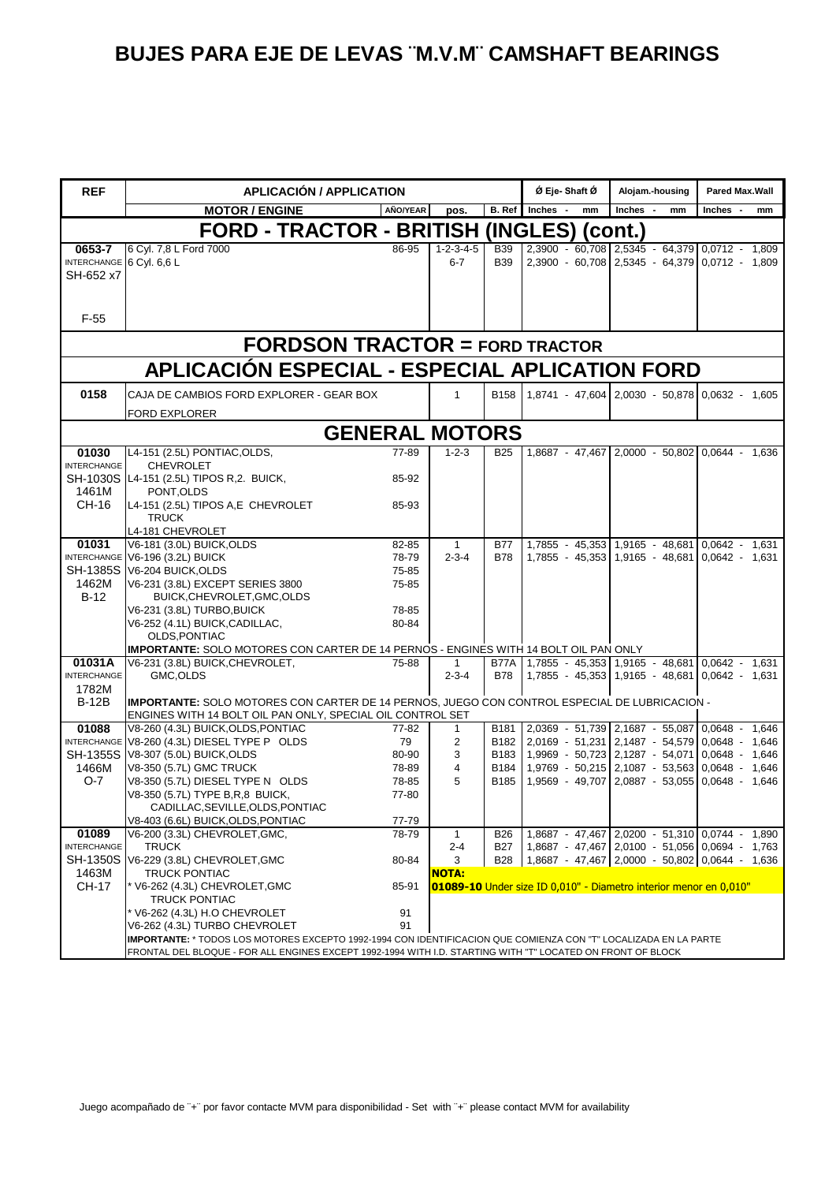# BUJES PARA EJE DE LEVAS ¨M.V.M¨ CAMSHAFT BEARINGS

| REF | APLICACIÓN / APPLICATION | | | | Ø Eje- Shaft Ø | Alojam.-housing | Pared Max.Wall |
|---|---|---|---|---|---|---|---|
| | MOTOR / ENGINE | AÑO/YEAR | pos. | B. Ref | Inches - mm | Inches - mm | Inches - mm |
| **FORD - TRACTOR - BRITISH (INGLES) (cont.)** | | | | | | | |
| **0653-7** | 6 Cyl. 7,8 L Ford 7000 | 86-95 | 1-2-3-4-5 | B39 | 2,3900 - 60,708 | 2,5345 - 64,379 | 0,0712 - 1,809 |
| INTERCHANGE | 6 Cyl. 6,6 L | | 6-7 | B39 | 2,3900 - 60,708 | 2,5345 - 64,379 | 0,0712 - 1,809 |
| SH-652 x7 | | | | | | | |
| F-55 | | | | | | | |
| **FORDSON TRACTOR = FORD TRACTOR** | | | | | | | |
| **APLICACIÓN ESPECIAL - ESPECIAL APLICATION FORD** | | | | | | | |
| **0158** | CAJA DE CAMBIOS FORD EXPLORER - GEAR BOX | | 1 | B158 | 1,8741 - 47,604 | 2,0030 - 50,878 | 0,0632 - 1,605 |
| | FORD EXPLORER | | | | | | |
| **GENERAL MOTORS** | | | | | | | |
| **01030** | L4-151 (2.5L) PONTIAC,OLDS, | 77-89 | 1-2-3 | B25 | 1,8687 - 47,467 | 2,0000 - 50,802 | 0,0644 - 1,636 |
| INTERCHANGE | CHEVROLET | | | | | | |
| SH-1030S | L4-151 (2.5L) TIPOS R,2. BUICK, | 85-92 | | | | | |
| 1461M | PONT,OLDS | | | | | | |
| CH-16 | L4-151 (2.5L) TIPOS A,E CHEVROLET | 85-93 | | | | | |
| | TRUCK | | | | | | |
| | L4-181 CHEVROLET | | | | | | |
| **01031** | V6-181 (3.0L) BUICK,OLDS | 82-85 | 1 | B77 | 1,7855 - 45,353 | 1,9165 - 48,681 | 0,0642 - 1,631 |
| INTERCHANGE | V6-196 (3.2L) BUICK | 78-79 | 2-3-4 | B78 | 1,7855 - 45,353 | 1,9165 - 48,681 | 0,0642 - 1,631 |
| SH-1385S | V6-204 BUICK,OLDS | 75-85 | | | | | |
| 1462M | V6-231 (3.8L) EXCEPT SERIES 3800 | 75-85 | | | | | |
| B-12 | BUICK,CHEVROLET,GMC,OLDS | | | | | | |
| | V6-231 (3.8L) TURBO,BUICK | 78-85 | | | | | |
| | V6-252 (4.1L) BUICK,CADILLAC, | 80-84 | | | | | |
| | OLDS,PONTIAC | | | | | | |
| | **IMPORTANTE:** SOLO MOTORES CON CARTER DE 14 PERNOS - ENGINES WITH 14 BOLT OIL PAN ONLY | | | | | | |
| **01031A** | V6-231 (3.8L) BUICK,CHEVROLET, | 75-88 | 1 | B77A | 1,7855 - 45,353 | 1,9165 - 48,681 | 0,0642 - 1,631 |
| INTERCHANGE | GMC,OLDS | | 2-3-4 | B78 | 1,7855 - 45,353 | 1,9165 - 48,681 | 0,0642 - 1,631 |
| 1782M | | | | | | | |
| B-12B | **IMPORTANTE:** SOLO MOTORES CON CARTER DE 14 PERNOS, JUEGO CON CONTROL ESPECIAL DE LUBRICACION - ENGINES WITH 14 BOLT OIL PAN ONLY, SPECIAL OIL CONTROL SET | | | | | | |
| **01088** | V8-260 (4.3L) BUICK,OLDS,PONTIAC | 77-82 | 1 | B181 | 2,0369 - 51,739 | 2,1687 - 55,087 | 0,0648 - 1,646 |
| INTERCHANGE | V8-260 (4.3L) DIESEL TYPE P OLDS | 79 | 2 | B182 | 2,0169 - 51,231 | 2,1487 - 54,579 | 0,0648 - 1,646 |
| SH-1355S | V8-307 (5.0L) BUICK,OLDS | 80-90 | 3 | B183 | 1,9969 - 50,723 | 2,1287 - 54,071 | 0,0648 - 1,646 |
| 1466M | V8-350 (5.7L) GMC TRUCK | 78-89 | 4 | B184 | 1,9769 - 50,215 | 2,1087 - 53,563 | 0,0648 - 1,646 |
| O-7 | V8-350 (5.7L) DIESEL TYPE N OLDS | 78-85 | 5 | B185 | 1,9569 - 49,707 | 2,0887 - 53,055 | 0,0648 - 1,646 |
| | V8-350 (5.7L) TYPE B,R,8 BUICK, | 77-80 | | | | | |
| | CADILLAC,SEVILLE,OLDS,PONTIAC | | | | | | |
| | V8-403 (6.6L) BUICK,OLDS,PONTIAC | 77-79 | | | | | |
| **01089** | V6-200 (3.3L) CHEVROLET,GMC, | 78-79 | 1 | B26 | 1,8687 - 47,467 | 2,0200 - 51,310 | 0,0744 - 1,890 |
| INTERCHANGE | TRUCK | | 2-4 | B27 | 1,8687 - 47,467 | 2,0100 - 51,056 | 0,0694 - 1,763 |
| SH-1350S | V6-229 (3.8L) CHEVROLET,GMC | 80-84 | 3 | B28 | 1,8687 - 47,467 | 2,0000 - 50,802 | 0,0644 - 1,636 |
| 1463M | TRUCK PONTIAC | | **NOTA:** | | | | |
| CH-17 | * V6-262 (4.3L) CHEVROLET,GMC | 85-91 | **01089-10** Under size ID 0,010" - Diametro interior menor en 0,010" | | | | |
| | TRUCK PONTIAC | | | | | | |
| | * V6-262 (4.3L) H.O CHEVROLET | 91 | | | | | |
| | V6-262 (4.3L) TURBO CHEVROLET | 91 | | | | | |
| | **IMPORTANTE:** * TODOS LOS MOTORES EXCEPTO 1992-1994 CON IDENTIFICACION QUE COMIENZA CON "T" LOCALIZADA EN LA PARTE FRONTAL DEL BLOQUE - FOR ALL ENGINES EXCEPT 1992-1994 WITH I.D. STARTING WITH "T" LOCATED ON FRONT OF BLOCK | | | | | | |

Juego acompañado de ¨+¨ por favor contacte MVM para disponibilidad - Set with ¨+¨ please contact MVM for availability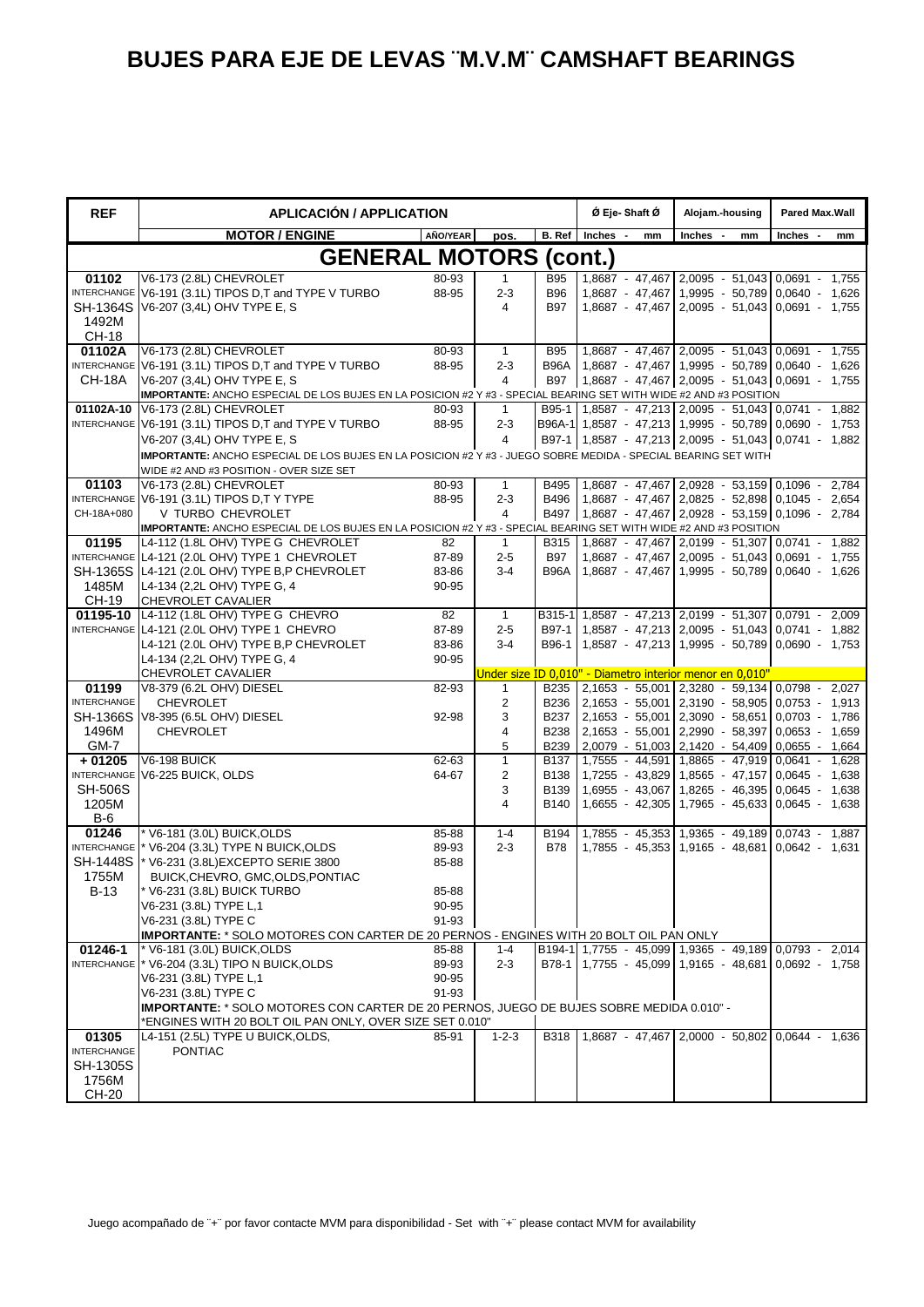# BUJES PARA EJE DE LEVAS ¨M.V.M¨ CAMSHAFT BEARINGS

| REF | APLICACIÓN / APPLICATION | | | | Ø Eje- Shaft Ø | Alojam.-housing | Pared Max.Wall |
|---|---|---|---|---|---|---|---|
| | MOTOR / ENGINE | AÑO/YEAR | pos. | B. Ref | Inches - mm | Inches - mm | Inches - mm |
| **GENERAL MOTORS (cont.)** | | | | | | | |
| **01102** | V6-173 (2.8L) CHEVROLET | 80-93 | 1 | B95 | 1,8687 - 47,467 | 2,0095 - 51,043 | 0,0691 - 1,755 |
| INTERCHANGE | V6-191 (3.1L) TIPOS D,T and TYPE V TURBO | 88-95 | 2-3 | B96 | 1,8687 - 47,467 | 1,9995 - 50,789 | 0,0640 - 1,626 |
| SH-1364S | V6-207 (3,4L) OHV TYPE E, S | | 4 | B97 | 1,8687 - 47,467 | 2,0095 - 51,043 | 0,0691 - 1,755 |
| 1492M | | | | | | | |
| CH-18 | | | | | | | |
| **01102A** | V6-173 (2.8L) CHEVROLET | 80-93 | 1 | B95 | 1,8687 - 47,467 | 2,0095 - 51,043 | 0,0691 - 1,755 |
| INTERCHANGE | V6-191 (3.1L) TIPOS D,T and TYPE V TURBO | 88-95 | 2-3 | B96A | 1,8687 - 47,467 | 1,9995 - 50,789 | 0,0640 - 1,626 |
| CH-18A | V6-207 (3,4L) OHV TYPE E, S | | 4 | B97 | 1,8687 - 47,467 | 2,0095 - 51,043 | 0,0691 - 1,755 |
| | **IMPORTANTE:** ANCHO ESPECIAL DE LOS BUJES EN LA POSICION #2 Y #3 - SPECIAL BEARING SET WITH WIDE #2 AND #3 POSITION | | | | | | |
| **01102A-10** | V6-173 (2.8L) CHEVROLET | 80-93 | 1 | B95-1 | 1,8587 - 47,213 | 2,0095 - 51,043 | 0,0741 - 1,882 |
| INTERCHANGE | V6-191 (3.1L) TIPOS D,T and TYPE V TURBO | 88-95 | 2-3 | B96A-1 | 1,8587 - 47,213 | 1,9995 - 50,789 | 0,0690 - 1,753 |
| | V6-207 (3,4L) OHV TYPE E, S | | 4 | B97-1 | 1,8587 - 47,213 | 2,0095 - 51,043 | 0,0741 - 1,882 |
| | **IMPORTANTE:** ANCHO ESPECIAL DE LOS BUJES EN LA POSICION #2 Y #3 - JUEGO SOBRE MEDIDA - SPECIAL BEARING SET WITH WIDE #2 AND #3 POSITION - OVER SIZE SET | | | | | | |
| **01103** | V6-173 (2.8L) CHEVROLET | 80-93 | 1 | B495 | 1,8687 - 47,467 | 2,0928 - 53,159 | 0,1096 - 2,784 |
| INTERCHANGE | V6-191 (3.1L) TIPOS D,T Y TYPE | 88-95 | 2-3 | B496 | 1,8687 - 47,467 | 2,0825 - 52,898 | 0,1045 - 2,654 |
| CH-18A+080 | V TURBO CHEVROLET | | 4 | B497 | 1,8687 - 47,467 | 2,0928 - 53,159 | 0,1096 - 2,784 |
| | **IMPORTANTE:** ANCHO ESPECIAL DE LOS BUJES EN LA POSICION #2 Y #3 - SPECIAL BEARING SET WITH WIDE #2 AND #3 POSITION | | | | | | |
| **01195** | L4-112 (1.8L OHV) TYPE G CHEVROLET | 82 | 1 | B315 | 1,8687 - 47,467 | 2,0199 - 51,307 | 0,0741 - 1,882 |
| INTERCHANGE | L4-121 (2.0L OHV) TYPE 1 CHEVROLET | 87-89 | 2-5 | B97 | 1,8687 - 47,467 | 2,0095 - 51,043 | 0,0691 - 1,755 |
| SH-1365S | L4-121 (2.0L OHV) TYPE B,P CHEVROLET | 83-86 | 3-4 | B96A | 1,8687 - 47,467 | 1,9995 - 50,789 | 0,0640 - 1,626 |
| 1485M | L4-134 (2,2L OHV) TYPE G, 4 | 90-95 | | | | | |
| CH-19 | CHEVROLET CAVALIER | | | | | | |
| **01195-10** | L4-112 (1.8L OHV) TYPE G CHEVRO | 82 | 1 | B315-1 | 1,8587 - 47,213 | 2,0199 - 51,307 | 0,0791 - 2,009 |
| INTERCHANGE | L4-121 (2.0L OHV) TYPE 1 CHEVRO | 87-89 | 2-5 | B97-1 | 1,8587 - 47,213 | 2,0095 - 51,043 | 0,0741 - 1,882 |
| | L4-121 (2.0L OHV) TYPE B,P CHEVROLET | 83-86 | 3-4 | B96-1 | 1,8587 - 47,213 | 1,9995 - 50,789 | 0,0690 - 1,753 |
| | L4-134 (2,2L OHV) TYPE G, 4 | 90-95 | | | | | |
| | CHEVROLET CAVALIER | | | | Under size ID 0,010" - Diametro interior menor en 0,010" | | |
| **01199** | V8-379 (6.2L OHV) DIESEL | 82-93 | 1 | B235 | 2,1653 - 55,001 | 2,3280 - 59,134 | 0,0798 - 2,027 |
| INTERCHANGE | CHEVROLET | | 2 | B236 | 2,1653 - 55,001 | 2,3190 - 58,905 | 0,0753 - 1,913 |
| SH-1366S | V8-395 (6.5L OHV) DIESEL | 92-98 | 3 | B237 | 2,1653 - 55,001 | 2,3090 - 58,651 | 0,0703 - 1,786 |
| 1496M | CHEVROLET | | 4 | B238 | 2,1653 - 55,001 | 2,2990 - 58,397 | 0,0653 - 1,659 |
| GM-7 | | | 5 | B239 | 2,0079 - 51,003 | 2,1420 - 54,409 | 0,0655 - 1,664 |
| **+ 01205** | V6-198 BUICK | 62-63 | 1 | B137 | 1,7555 - 44,591 | 1,8865 - 47,919 | 0,0641 - 1,628 |
| INTERCHANGE | V6-225 BUICK, OLDS | 64-67 | 2 | B138 | 1,7255 - 43,829 | 1,8565 - 47,157 | 0,0645 - 1,638 |
| SH-506S | | | 3 | B139 | 1,6955 - 43,067 | 1,8265 - 46,395 | 0,0645 - 1,638 |
| 1205M | | | 4 | B140 | 1,6655 - 42,305 | 1,7965 - 45,633 | 0,0645 - 1,638 |
| B-6 | | | | | | | |
| **01246** | * V6-181 (3.0L) BUICK,OLDS | 85-88 | 1-4 | B194 | 1,7855 - 45,353 | 1,9365 - 49,189 | 0,0743 - 1,887 |
| INTERCHANGE | * V6-204 (3.3L) TYPE N BUICK,OLDS | 89-93 | 2-3 | B78 | 1,7855 - 45,353 | 1,9165 - 48,681 | 0,0642 - 1,631 |
| SH-1448S | * V6-231 (3.8L)EXCEPTO SERIE 3800 | 85-88 | | | | | |
| 1755M | BUICK,CHEVRO,GMC,OLDS,PONTIAC | | | | | | |
| B-13 | * V6-231 (3.8L) BUICK TURBO | 85-88 | | | | | |
| | V6-231 (3.8L) TYPE L,1 | 90-95 | | | | | |
| | V6-231 (3.8L) TYPE C | 91-93 | | | | | |
| | **IMPORTANTE:** * SOLO MOTORES CON CARTER DE 20 PERNOS - ENGINES WITH 20 BOLT OIL PAN ONLY | | | | | | |
| **01246-1** | * V6-181 (3.0L) BUICK,OLDS | 85-88 | 1-4 | B194-1 | 1,7755 - 45,099 | 1,9365 - 49,189 | 0,0793 - 2,014 |
| INTERCHANGE | * V6-204 (3.3L) TIPO N BUICK,OLDS | 89-93 | 2-3 | B78-1 | 1,7755 - 45,099 | 1,9165 - 48,681 | 0,0692 - 1,758 |
| | V6-231 (3.8L) TYPE L,1 | 90-95 | | | | | |
| | V6-231 (3.8L) TYPE C | 91-93 | | | | | |
| | **IMPORTANTE:** * SOLO MOTORES CON CARTER DE 20 PERNOS, JUEGO DE BUJES SOBRE MEDIDA 0.010" - *ENGINES WITH 20 BOLT OIL PAN ONLY, OVER SIZE SET 0.010" | | | | | | |
| **01305** | L4-151 (2.5L) TYPE U BUICK,OLDS, | 85-91 | 1-2-3 | B318 | 1,8687 - 47,467 | 2,0000 - 50,802 | 0,0644 - 1,636 |
| INTERCHANGE | PONTIAC | | | | | | |
| SH-1305S | | | | | | | |
| 1756M | | | | | | | |
| CH-20 | | | | | | | |

Juego acompañado de ¨+¨ por favor contacte MVM para disponibilidad - Set with ¨+¨ please contact MVM for availability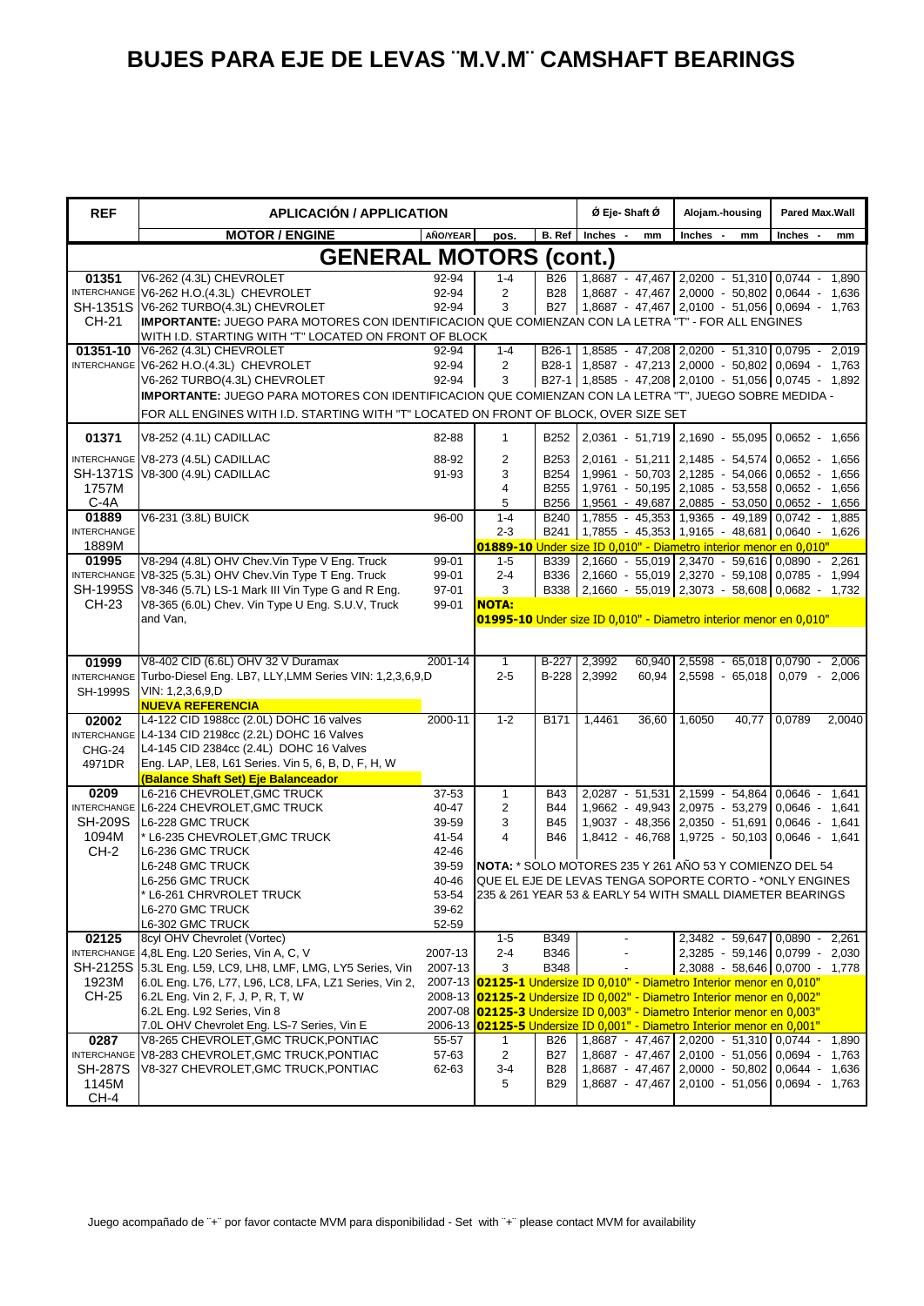# BUJES PARA EJE DE LEVAS ¨M.V.M¨ CAMSHAFT BEARINGS

| REF | APLICACIÓN / APPLICATION | | | | Ø Eje- Shaft Ø | Alojam.-housing | Pared Max.Wall |
|---|---|---|---|---|---|---|---|
| | MOTOR / ENGINE | AÑO/YEAR | pos. | B. Ref | Inches - mm | Inches - mm | Inches - mm |
| | **GENERAL MOTORS (cont.)** | | | | | | |
| **01351** | V6-262 (4.3L) CHEVROLET | 92-94 | 1-4 | B26 | 1,8687 - 47,467 | 2,0200 - 51,310 | 0,0744 - 1,890 |
| INTERCHANGE | V6-262 H.O.(4.3L) CHEVROLET | 92-94 | 2 | B28 | 1,8687 - 47,467 | 2,0000 - 50,802 | 0,0644 - 1,636 |
| SH-1351S | V6-262 TURBO(4.3L) CHEVROLET | 92-94 | 3 | B27 | 1,8687 - 47,467 | 2,0100 - 51,056 | 0,0694 - 1,763 |
| CH-21 | **IMPORTANTE:** JUEGO PARA MOTORES CON IDENTIFICACION QUE COMIENZAN CON LA LETRA "T" - FOR ALL ENGINES WITH I.D. STARTING WITH "T" LOCATED ON FRONT OF BLOCK | | | | | | |
| **01351-10** | V6-262 (4.3L) CHEVROLET | 92-94 | 1-4 | B26-1 | 1,8585 - 47,208 | 2,0200 - 51,310 | 0,0795 - 2,019 |
| INTERCHANGE | V6-262 H.O.(4.3L) CHEVROLET | 92-94 | 2 | B28-1 | 1,8587 - 47,213 | 2,0000 - 50,802 | 0,0694 - 1,763 |
| | V6-262 TURBO(4.3L) CHEVROLET | 92-94 | 3 | B27-1 | 1,8585 - 47,208 | 2,0100 - 51,056 | 0,0745 - 1,892 |
| | **IMPORTANTE:** JUEGO PARA MOTORES CON IDENTIFICACION QUE COMIENZAN CON LA LETRA "T", JUEGO SOBRE MEDIDA - FOR ALL ENGINES WITH I.D. STARTING WITH "T" LOCATED ON FRONT OF BLOCK, OVER SIZE SET | | | | | | |
| **01371** | V8-252 (4.1L) CADILLAC | 82-88 | 1 | B252 | 2,0361 - 51,719 | 2,1690 - 55,095 | 0,0652 - 1,656 |
| INTERCHANGE | V8-273 (4.5L) CADILLAC | 88-92 | 2 | B253 | 2,0161 - 51,211 | 2,1485 - 54,574 | 0,0652 - 1,656 |
| SH-1371S | V8-300 (4.9L) CADILLAC | 91-93 | 3 | B254 | 1,9961 - 50,703 | 2,1285 - 54,066 | 0,0652 - 1,656 |
| 1757M | | | 4 | B255 | 1,9761 - 50,195 | 2,1085 - 53,558 | 0,0652 - 1,656 |
| C-4A | | | 5 | B256 | 1,9561 - 49,687 | 2,0885 - 53,050 | 0,0652 - 1,656 |
| **01889** | V6-231 (3.8L) BUICK | 96-00 | 1-4 | B240 | 1,7855 - 45,353 | 1,9365 - 49,189 | 0,0742 - 1,885 |
| INTERCHANGE | | | 2-3 | B241 | 1,7855 - 45,353 | 1,9165 - 48,681 | 0,0640 - 1,626 |
| 1889M | | | **01889-10** Under size ID 0,010" - Diametro interior menor en 0,010" | | | | |
| **01995** | V8-294 (4.8L) OHV Chev.Vin Type V Eng. Truck | 99-01 | 1-5 | B339 | 2,1660 - 55,019 | 2,3470 - 59,616 | 0,0890 - 2,261 |
| INTERCHANGE | V8-325 (5.3L) OHV Chev.Vin Type T Eng. Truck | 99-01 | 2-4 | B336 | 2,1660 - 55,019 | 2,3270 - 59,108 | 0,0785 - 1,994 |
| SH-1995S | V8-346 (5.7L) LS-1 Mark III Vin Type G and R Eng. | 97-01 | 3 | B338 | 2,1660 - 55,019 | 2,3073 - 58,608 | 0,0682 - 1,732 |
| CH-23 | V8-365 (6.0L) Chev. Vin Type U Eng. S.U.V, Truck and Van, | 99-01 | **NOTA:** **01995-10** Under size ID 0,010" - Diametro interior menor en 0,010" | | | | |
| **01999** | V8-402 CID (6.6L) OHV 32 V Duramax | 2001-14 | 1 | B-227 | 2,3992 60,940 | 2,5598 - 65,018 | 0,0790 - 2,006 |
| INTERCHANGE | Turbo-Diesel Eng. LB7, LLY,LMM Series VIN: 1,2,3,6,9,D | | 2-5 | B-228 | 2,3992 60,94 | 2,5598 - 65,018 | 0,079 - 2,006 |
| SH-1999S | VIN: 1,2,3,6,9,D **NUEVA REFERENCIA** | | | | | | |
| **02002** | L4-122 CID 1988cc (2.0L) DOHC 16 valves | 2000-11 | 1-2 | B171 | 1,4461 36,60 | 1,6050 40,77 | 0,0789 2,0040 |
| INTERCHANGE | L4-134 CID 2198cc (2.2L) DOHC 16 Valves | | | | | | |
| CHG-24 | L4-145 CID 2384cc (2.4L) DOHC 16 Valves | | | | | | |
| 4971DR | Eng. LAP, LE8, L61 Series. Vin 5, 6, B, D, F, H, W **(Balance Shaft Set) Eje Balanceador** | | | | | | |
| **0209** | L6-216 CHEVROLET,GMC TRUCK | 37-53 | 1 | B43 | 2,0287 - 51,531 | 2,1599 - 54,864 | 0,0646 - 1,641 |
| INTERCHANGE | L6-224 CHEVROLET,GMC TRUCK | 40-47 | 2 | B44 | 1,9662 - 49,943 | 2,0975 - 53,279 | 0,0646 - 1,641 |
| SH-209S | L6-228 GMC TRUCK | 39-59 | 3 | B45 | 1,9037 - 48,356 | 2,0350 - 51,691 | 0,0646 - 1,641 |
| 1094M | * L6-235 CHEVROLET,GMC TRUCK | 41-54 | 4 | B46 | 1,8412 - 46,768 | 1,9725 - 50,103 | 0,0646 - 1,641 |
| CH-2 | L6-236 GMC TRUCK | 42-46 | | | | | |
| | L6-248 GMC TRUCK | 39-59 | **NOTA:** * SOLO MOTORES 235 Y 261 AÑO 53 Y COMIENZO DEL 54 QUE EL EJE DE LEVAS TENGA SOPORTE CORTO - *ONLY ENGINES 235 & 261 YEAR 53 & EARLY 54 WITH SMALL DIAMETER BEARINGS | | | | |
| | L6-256 GMC TRUCK | 40-46 | | | | | |
| | * L6-261 CHRVROLET TRUCK | 53-54 | | | | | |
| | L6-270 GMC TRUCK | 39-62 | | | | | |
| | L6-302 GMC TRUCK | 52-59 | | | | | |
| **02125** | 8cyl OHV Chevrolet (Vortec) | | 1-5 | B349 | - | 2,3482 - 59,647 | 0,0890 - 2,261 |
| INTERCHANGE | 4,8L Eng. L20 Series, Vin A, C, V | 2007-13 | 2-4 | B346 | - | 2,3285 - 59,146 | 0,0799 - 2,030 |
| SH-2125S | 5.3L Eng. L59, LC9, LH8, LMF, LMG, LY5 Series, Vin | 2007-13 | 3 | B348 | - | 2,3088 - 58,646 | 0,0700 - 1,778 |
| 1923M | 6.0L Eng. L76, L77, L96, LC8, LFA, LZ1 Series, Vin 2, | 2007-13 | **02125-1** Undersize ID 0,010" - Diametro Interior menor en 0,010" | | | | |
| CH-25 | 6.2L Eng. Vin 2, F, J, P, R, T, W | 2008-13 | **02125-2** Undersize ID 0,002" - Diametro Interior menor en 0,002" | | | | |
| | 6.2L Eng. L92 Series, Vin 8 | 2007-08 | **02125-3** Undersize ID 0,003" - Diametro Interior menor en 0,003" | | | | |
| | 7.0L OHV Chevrolet Eng. LS-7 Series, Vin E | 2006-13 | **02125-5** Undersize ID 0,001" - Diametro Interior menor en 0,001" | | | | |
| **0287** | V8-265 CHEVROLET,GMC TRUCK,PONTIAC | 55-57 | 1 | B26 | 1,8687 - 47,467 | 2,0200 - 51,310 | 0,0744 - 1,890 |
| INTERCHANGE | V8-283 CHEVROLET,GMC TRUCK,PONTIAC | 57-63 | 2 | B27 | 1,8687 - 47,467 | 2,0100 - 51,056 | 0,0694 - 1,763 |
| SH-287S | V8-327 CHEVROLET,GMC TRUCK,PONTIAC | 62-63 | 3-4 | B28 | 1,8687 - 47,467 | 2,0000 - 50,802 | 0,0644 - 1,636 |
| 1145M | | | 5 | B29 | 1,8687 - 47,467 | 2,0100 - 51,056 | 0,0694 - 1,763 |
| CH-4 | | | | | | | |

Juego acompañado de ¨+¨ por favor contacte MVM para disponibilidad - Set with ¨+¨ please contact MVM for availability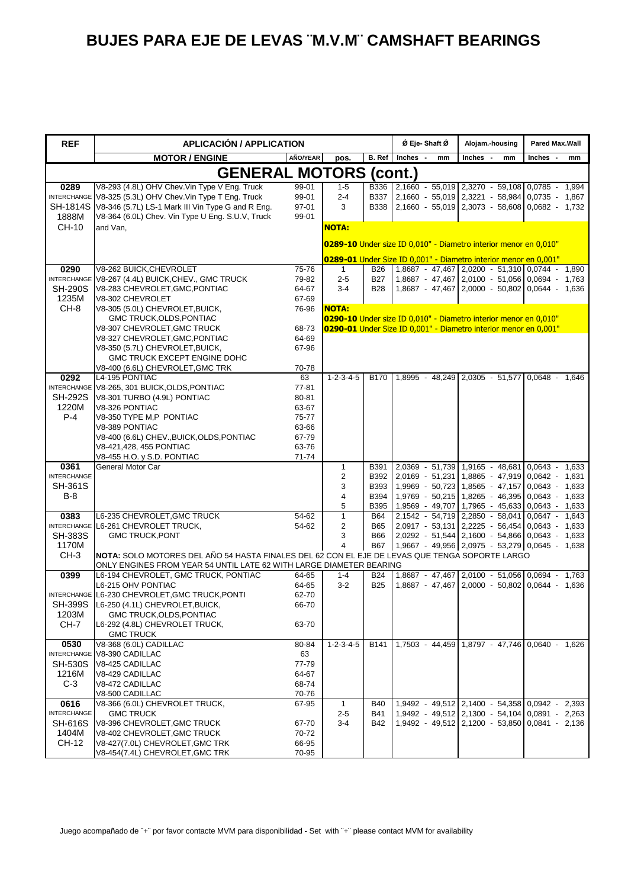# BUJES PARA EJE DE LEVAS ¨M.V.M¨ CAMSHAFT BEARINGS

| REF | APLICACIÓN / APPLICATION | | | | Ø Eje- Shaft Ø | Alojam.-housing | Pared Max.Wall |
|---|---|---|---|---|---|---|---|
| | MOTOR / ENGINE | AÑO/YEAR | pos. | B. Ref | Inches - mm | Inches - mm | Inches - mm |
| | **GENERAL MOTORS (cont.)** | | | | | | |
| **0289** | V8-293 (4.8L) OHV Chev.Vin Type V Eng. Truck | 99-01 | 1-5 | B336 | 2,1660 - 55,019 | 2,3270 - 59,108 | 0,0785 - 1,994 |
| INTERCHANGE | V8-325 (5.3L) OHV Chev.Vin Type T Eng. Truck | 99-01 | 2-4 | B337 | 2,1660 - 55,019 | 2,3221 - 58,984 | 0,0735 - 1,867 |
| SH-1814S | V8-346 (5.7L) LS-1 Mark III Vin Type G and R Eng. | 97-01 | 3 | B338 | 2,1660 - 55,019 | 2,3073 - 58,608 | 0,0682 - 1,732 |
| 1888M | V8-364 (6.0L) Chev. Vin Type U Eng. S.U.V, Truck | 99-01 | | | | | |
| CH-10 | and Van, | | **NOTA:** | | | | |
| | | | **0289-10** Under size ID 0,010" - Diametro interior menor en 0,010" | | | | |
| | | | **0289-01** Under Size ID 0,001" - Diametro interior menor en 0,001" | | | | |
| **0290** | V8-262 BUICK,CHEVROLET | 75-76 | 1 | B26 | 1,8687 - 47,467 | 2,0200 - 51,310 | 0,0744 - 1,890 |
| INTERCHANGE | V8-267 (4.4L) BUICK,CHEV., GMC TRUCK | 79-82 | 2-5 | B27 | 1,8687 - 47,467 | 2,0100 - 51,056 | 0,0694 - 1,763 |
| SH-290S | V8-283 CHEVROLET,GMC,PONTIAC | 64-67 | 3-4 | B28 | 1,8687 - 47,467 | 2,0000 - 50,802 | 0,0644 - 1,636 |
| 1235M | V8-302 CHEVROLET | 67-69 | | | | | |
| CH-8 | V8-305 (5.0L) CHEVROLET,BUICK, | 76-96 | **NOTA:** | | | | |
| | GMC TRUCK,OLDS,PONTIAC | | **0290-10** Under size ID 0,010" - Diametro interior menor en 0,010" | | | | |
| | V8-307 CHEVROLET,GMC TRUCK | 68-73 | **0290-01** Under Size ID 0,001" - Diametro interior menor en 0,001" | | | | |
| | V8-327 CHEVROLET,GMC,PONTIAC | 64-69 | | | | | |
| | V8-350 (5.7L) CHEVROLET,BUICK, | 67-96 | | | | | |
| | GMC TRUCK EXCEPT ENGINE DOHC | | | | | | |
| | V8-400 (6.6L) CHEVROLET,GMC TRK | 70-78 | | | | | |
| **0292** | L4-195 PONTIAC | 63 | 1-2-3-4-5 | B170 | 1,8995 - 48,249 | 2,0305 - 51,577 | 0,0648 - 1,646 |
| INTERCHANGE | V8-265, 301 BUICK,OLDS,PONTIAC | 77-81 | | | | | |
| SH-292S | V8-301 TURBO (4.9L) PONTIAC | 80-81 | | | | | |
| 1220M | V8-326 PONTIAC | 63-67 | | | | | |
| P-4 | V8-350 TYPE M,P PONTIAC | 75-77 | | | | | |
| | V8-389 PONTIAC | 63-66 | | | | | |
| | V8-400 (6.6L) CHEV.,BUICK,OLDS,PONTIAC | 67-79 | | | | | |
| | V8-421,428, 455 PONTIAC | 63-76 | | | | | |
| | V8-455 H.O. y S.D. PONTIAC | 71-74 | | | | | |
| **0361** | General Motor Car | | 1 | B391 | 2,0369 - 51,739 | 1,9165 - 48,681 | 0,0643 - 1,633 |
| INTERCHANGE | | | 2 | B392 | 2,0169 - 51,231 | 1,8865 - 47,919 | 0,0642 - 1,631 |
| SH-361S | | | 3 | B393 | 1,9969 - 50,723 | 1,8565 - 47,157 | 0,0643 - 1,633 |
| B-8 | | | 4 | B394 | 1,9769 - 50,215 | 1,8265 - 46,395 | 0,0643 - 1,633 |
| | | | 5 | B395 | 1,9569 - 49,707 | 1,7965 - 45,633 | 0,0643 - 1,633 |
| **0383** | L6-235 CHEVROLET,GMC TRUCK | 54-62 | 1 | B64 | 2,1542 - 54,719 | 2,2850 - 58,041 | 0,0647 - 1,643 |
| INTERCHANGE | L6-261 CHEVROLET TRUCK, | 54-62 | 2 | B65 | 2,0917 - 53,131 | 2,2225 - 56,454 | 0,0643 - 1,633 |
| SH-383S | GMC TRUCK,PONT | | 3 | B66 | 2,0292 - 51,544 | 2,1600 - 54,866 | 0,0643 - 1,633 |
| 1170M | | | 4 | B67 | 1,9667 - 49,956 | 2,0975 - 53,279 | 0,0645 - 1,638 |
| CH-3 | **NOTA:** SOLO MOTORES DEL AÑO 54 HASTA FINALES DEL 62 CON EL EJE DE LEVAS QUE TENGA SOPORTE LARGO ONLY ENGINES FROM YEAR 54 UNTIL LATE 62 WITH LARGE DIAMETER BEARING | | | | | | |
| **0399** | L6-194 CHEVROLET, GMC TRUCK, PONTIAC | 64-65 | 1-4 | B24 | 1,8687 - 47,467 | 2,0100 - 51,056 | 0,0694 - 1,763 |
| | L6-215 OHV PONTIAC | 64-65 | 3-2 | B25 | 1,8687 - 47,467 | 2,0000 - 50,802 | 0,0644 - 1,636 |
| INTERCHANGE | L6-230 CHEVROLET,GMC TRUCK,PONTI | 62-70 | | | | | |
| SH-399S | L6-250 (4.1L) CHEVROLET,BUICK, | 66-70 | | | | | |
| 1203M | GMC TRUCK,OLDS,PONTIAC | | | | | | |
| CH-7 | L6-292 (4.8L) CHEVROLET TRUCK, | 63-70 | | | | | |
| | GMC TRUCK | | | | | | |
| **0530** | V8-368 (6.0L) CADILLAC | 80-84 | 1-2-3-4-5 | B141 | 1,7503 - 44,459 | 1,8797 - 47,746 | 0,0640 - 1,626 |
| INTERCHANGE | V8-390 CADILLAC | 63 | | | | | |
| SH-530S | V8-425 CADILLAC | 77-79 | | | | | |
| 1216M | V8-429 CADILLAC | 64-67 | | | | | |
| C-3 | V8-472 CADILLAC | 68-74 | | | | | |
| | V8-500 CADILLAC | 70-76 | | | | | |
| **0616** | V8-366 (6.0L) CHEVROLET TRUCK, | 67-95 | 1 | B40 | 1,9492 - 49,512 | 2,1400 - 54,358 | 0,0942 - 2,393 |
| INTERCHANGE | GMC TRUCK | | 2-5 | B41 | 1,9492 - 49,512 | 2,1300 - 54,104 | 0,0891 - 2,263 |
| SH-616S | V8-396 CHEVROLET,GMC TRUCK | 67-70 | 3-4 | B42 | 1,9492 - 49,512 | 2,1200 - 53,850 | 0,0841 - 2,136 |
| 1404M | V8-402 CHEVROLET,GMC TRUCK | 70-72 | | | | | |
| CH-12 | V8-427(7.0L) CHEVROLET,GMC TRK | 66-95 | | | | | |
| | V8-454(7.4L) CHEVROLET,GMC TRK | 70-95 | | | | | |

Juego acompañado de ¨+¨ por favor contacte MVM para disponibilidad - Set with ¨+¨ please contact MVM for availability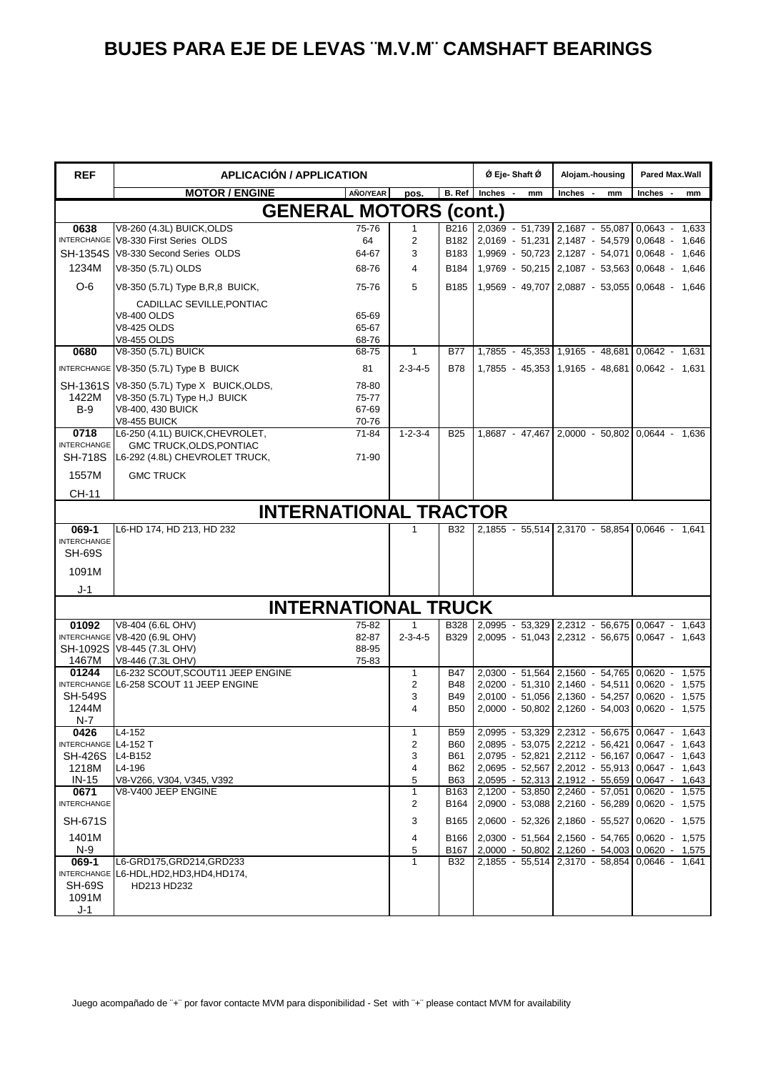# BUJES PARA EJE DE LEVAS ¨M.V.M¨ CAMSHAFT BEARINGS

| REF | APLICACIÓN / APPLICATION | | | | Ø Eje- Shaft Ø | Alojam.-housing | Pared Max.Wall |
|---|---|---|---|---|---|---|---|
| | MOTOR / ENGINE | AÑO/YEAR | pos. | B. Ref | Inches - mm | Inches - mm | Inches - mm |
| | **GENERAL MOTORS (cont.)** | | | | | | |
| **0638** | V8-260 (4.3L) BUICK,OLDS | 75-76 | 1 | B216 | 2,0369 - 51,739 | 2,1687 - 55,087 | 0,0643 - 1,633 |
| INTERCHANGE | V8-330 First Series OLDS | 64 | 2 | B182 | 2,0169 - 51,231 | 2,1487 - 54,579 | 0,0648 - 1,646 |
| SH-1354S | V8-330 Second Series OLDS | 64-67 | 3 | B183 | 1,9969 - 50,723 | 2,1287 - 54,071 | 0,0648 - 1,646 |
| 1234M | V8-350 (5.7L) OLDS | 68-76 | 4 | B184 | 1,9769 - 50,215 | 2,1087 - 53,563 | 0,0648 - 1,646 |
| O-6 | V8-350 (5.7L) Type B,R,8 BUICK, | 75-76 | 5 | B185 | 1,9569 - 49,707 | 2,0887 - 53,055 | 0,0648 - 1,646 |
| | CADILLAC SEVILLE,PONTIAC | | | | | | |
| | V8-400 OLDS | 65-69 | | | | | |
| | V8-425 OLDS | 65-67 | | | | | |
| | V8-455 OLDS | 68-76 | | | | | |
| **0680** | V8-350 (5.7L) BUICK | 68-75 | 1 | B77 | 1,7855 - 45,353 | 1,9165 - 48,681 | 0,0642 - 1,631 |
| INTERCHANGE | V8-350 (5.7L) Type B BUICK | 81 | 2-3-4-5 | B78 | 1,7855 - 45,353 | 1,9165 - 48,681 | 0,0642 - 1,631 |
| SH-1361S | V8-350 (5.7L) Type X BUICK,OLDS, | 78-80 | | | | | |
| 1422M | V8-350 (5.7L) Type H,J BUICK | 75-77 | | | | | |
| B-9 | V8-400, 430 BUICK | 67-69 | | | | | |
| | V8-455 BUICK | 70-76 | | | | | |
| **0718** | L6-250 (4.1L) BUICK,CHEVROLET, | 71-84 | 1-2-3-4 | B25 | 1,8687 - 47,467 | 2,0000 - 50,802 | 0,0644 - 1,636 |
| INTERCHANGE | GMC TRUCK,OLDS,PONTIAC | | | | | | |
| SH-718S | L6-292 (4.8L) CHEVROLET TRUCK, | 71-90 | | | | | |
| 1557M | GMC TRUCK | | | | | | |
| CH-11 | | | | | | | |
| | **INTERNATIONAL TRACTOR** | | | | | | |
| **069-1** | L6-HD 174, HD 213, HD 232 | | 1 | B32 | 2,1855 - 55,514 | 2,3170 - 58,854 | 0,0646 - 1,641 |
| INTERCHANGE | | | | | | | |
| SH-69S | | | | | | | |
| 1091M | | | | | | | |
| J-1 | | | | | | | |
| | **INTERNATIONAL TRUCK** | | | | | | |
| **01092** | V8-404 (6.6L OHV) | 75-82 | 1 | B328 | 2,0995 - 53,329 | 2,2312 - 56,675 | 0,0647 - 1,643 |
| INTERCHANGE | V8-420 (6.9L OHV) | 82-87 | 2-3-4-5 | B329 | 2,0095 - 51,043 | 2,2312 - 56,675 | 0,0647 - 1,643 |
| SH-1092S | V8-445 (7.3L OHV) | 88-95 | | | | | |
| 1467M | V8-446 (7.3L OHV) | 75-83 | | | | | |
| **01244** | L6-232 SCOUT,SCOUT11 JEEP ENGINE | | 1 | B47 | 2,0300 - 51,564 | 2,1560 - 54,765 | 0,0620 - 1,575 |
| INTERCHANGE | L6-258 SCOUT 11 JEEP ENGINE | | 2 | B48 | 2,0200 - 51,310 | 2,1460 - 54,511 | 0,0620 - 1,575 |
| SH-549S | | | 3 | B49 | 2,0100 - 51,056 | 2,1360 - 54,257 | 0,0620 - 1,575 |
| 1244M | | | 4 | B50 | 2,0000 - 50,802 | 2,1260 - 54,003 | 0,0620 - 1,575 |
| N-7 | | | | | | | |
| **0426** | L4-152 | | 1 | B59 | 2,0995 - 53,329 | 2,2312 - 56,675 | 0,0647 - 1,643 |
| INTERCHANGE | L4-152 T | | 2 | B60 | 2,0895 - 53,075 | 2,2212 - 56,421 | 0,0647 - 1,643 |
| SH-426S | L4-B152 | | 3 | B61 | 2,0795 - 52,821 | 2,2112 - 56,167 | 0,0647 - 1,643 |
| 1218M | L4-196 | | 4 | B62 | 2,0695 - 52,567 | 2,2012 - 55,913 | 0,0647 - 1,643 |
| IN-15 | V8-V266, V304, V345, V392 | | 5 | B63 | 2,0595 - 52,313 | 2,1912 - 55,659 | 0,0647 - 1,643 |
| **0671** | V8-V400 JEEP ENGINE | | 1 | B163 | 2,1200 - 53,850 | 2,2460 - 57,051 | 0,0620 - 1,575 |
| INTERCHANGE | | | 2 | B164 | 2,0900 - 53,088 | 2,2160 - 56,289 | 0,0620 - 1,575 |
| SH-671S | | | 3 | B165 | 2,0600 - 52,326 | 2,1860 - 55,527 | 0,0620 - 1,575 |
| 1401M | | | 4 | B166 | 2,0300 - 51,564 | 2,1560 - 54,765 | 0,0620 - 1,575 |
| N-9 | | | 5 | B167 | 2,0000 - 50,802 | 2,1260 - 54,003 | 0,0620 - 1,575 |
| **069-1** | L6-GRD175,GRD214,GRD233 | | 1 | B32 | 2,1855 - 55,514 | 2,3170 - 58,854 | 0,0646 - 1,641 |
| INTERCHANGE | L6-HDL,HD2,HD3,HD4,HD174, | | | | | | |
| SH-69S | HD213 HD232 | | | | | | |
| 1091M | | | | | | | |
| J-1 | | | | | | | |

Juego acompañado de ¨+¨ por favor contacte MVM para disponibilidad - Set with ¨+¨ please contact MVM for availability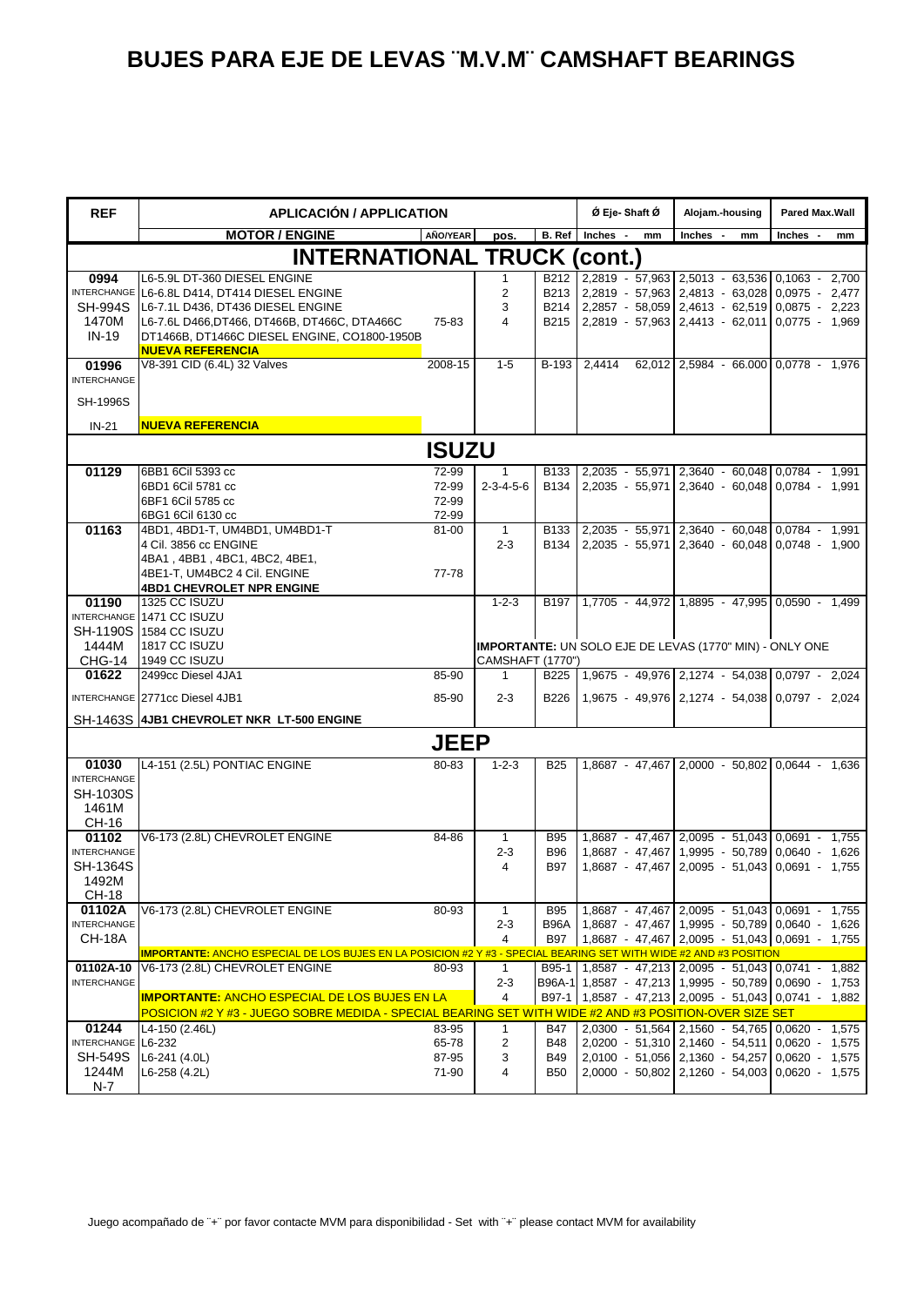# BUJES PARA EJE DE LEVAS ¨M.V.M¨ CAMSHAFT BEARINGS

| REF | APLICACIÓN / APPLICATION | | | | Ø Eje- Shaft Ø | Alojam.-housing | Pared Max.Wall |
|---|---|---|---|---|---|---|---|
| | MOTOR / ENGINE | AÑO/YEAR | pos. | B. Ref | Inches - mm | Inches - mm | Inches - mm |
| | **INTERNATIONAL TRUCK (cont.)** | | | | | | |
| **0994** | L6-5.9L DT-360 DIESEL ENGINE | | 1 | B212 | 2,2819 - 57,963 | 2,5013 - 63,536 | 0,1063 - 2,700 |
| INTERCHANGE | L6-6.8L D414, DT414 DIESEL ENGINE | | 2 | B213 | 2,2819 - 57,963 | 2,4813 - 63,028 | 0,0975 - 2,477 |
| SH-994S | L6-7.1L D436, DT436 DIESEL ENGINE | | 3 | B214 | 2,2857 - 58,059 | 2,4613 - 62,519 | 0,0875 - 2,223 |
| 1470M | L6-7.6L D466,DT466, DT466B, DT466C, DTA466C | 75-83 | 4 | B215 | 2,2819 - 57,963 | 2,4413 - 62,011 | 0,0775 - 1,969 |
| IN-19 | DT1466B, DT1466C DIESEL ENGINE, CO1800-1950B | | | | | | |
| | **NUEVA REFERENCIA** | | | | | | |
| **01996** | V8-391 CID (6.4L) 32 Valves | 2008-15 | 1-5 | B-193 | 2,4414 62,012 | 2,5984 - 66.000 | 0,0778 - 1,976 |
| INTERCHANGE | | | | | | | |
| SH-1996S | | | | | | | |
| IN-21 | **NUEVA REFERENCIA** | | | | | | |
| | **ISUZU** | | | | | | |
| **01129** | 6BB1 6Cil 5393 cc | 72-99 | 1 | B133 | 2,2035 - 55,971 | 2,3640 - 60,048 | 0,0784 - 1,991 |
| | 6BD1 6Cil 5781 cc | 72-99 | 2-3-4-5-6 | B134 | 2,2035 - 55,971 | 2,3640 - 60,048 | 0,0784 - 1,991 |
| | 6BF1 6Cil 5785 cc | 72-99 | | | | | |
| | 6BG1 6Cil 6130 cc | 72-99 | | | | | |
| **01163** | 4BD1, 4BD1-T, UM4BD1, UM4BD1-T | 81-00 | 1 | B133 | 2,2035 - 55,971 | 2,3640 - 60,048 | 0,0784 - 1,991 |
| | 4 Cil. 3856 cc ENGINE | | 2-3 | B134 | 2,2035 - 55,971 | 2,3640 - 60,048 | 0,0748 - 1,900 |
| | 4BA1 , 4BB1 , 4BC1, 4BC2, 4BE1, | | | | | | |
| | 4BE1-T, UM4BC2 4 Cil. ENGINE | 77-78 | | | | | |
| | **4BD1 CHEVROLET NPR ENGINE** | | | | | | |
| **01190** | 1325 CC ISUZU | | 1-2-3 | B197 | 1,7705 - 44,972 | 1,8895 - 47,995 | 0,0590 - 1,499 |
| INTERCHANGE | 1471 CC ISUZU | | | | | | |
| SH-1190S | 1584 CC ISUZU | | | | | | |
| 1444M | 1817 CC ISUZU | | **IMPORTANTE:** UN SOLO EJE DE LEVAS (1770" MIN) - ONLY ONE | | | | |
| CHG-14 | 1949 CC ISUZU | | CAMSHAFT (1770") | | | | |
| **01622** | 2499cc Diesel 4JA1 | 85-90 | 1 | B225 | 1,9675 - 49,976 | 2,1274 - 54,038 | 0,0797 - 2,024 |
| INTERCHANGE | 2771cc Diesel 4JB1 | 85-90 | 2-3 | B226 | 1,9675 - 49,976 | 2,1274 - 54,038 | 0,0797 - 2,024 |
| SH-1463S | **4JB1 CHEVROLET NKR LT-500 ENGINE** | | | | | | |
| | **JEEP** | | | | | | |
| **01030** | L4-151 (2.5L) PONTIAC ENGINE | 80-83 | 1-2-3 | B25 | 1,8687 - 47,467 | 2,0000 - 50,802 | 0,0644 - 1,636 |
| INTERCHANGE | | | | | | | |
| SH-1030S | | | | | | | |
| 1461M | | | | | | | |
| CH-16 | | | | | | | |
| **01102** | V6-173 (2.8L) CHEVROLET ENGINE | 84-86 | 1 | B95 | 1,8687 - 47,467 | 2,0095 - 51,043 | 0,0691 - 1,755 |
| INTERCHANGE | | | 2-3 | B96 | 1,8687 - 47,467 | 1,9995 - 50,789 | 0,0640 - 1,626 |
| SH-1364S | | | 4 | B97 | 1,8687 - 47,467 | 2,0095 - 51,043 | 0,0691 - 1,755 |
| 1492M | | | | | | | |
| CH-18 | | | | | | | |
| **01102A** | V6-173 (2.8L) CHEVROLET ENGINE | 80-93 | 1 | B95 | 1,8687 - 47,467 | 2,0095 - 51,043 | 0,0691 - 1,755 |
| INTERCHANGE | | | 2-3 | B96A | 1,8687 - 47,467 | 1,9995 - 50,789 | 0,0640 - 1,626 |
| CH-18A | | | 4 | B97 | 1,8687 - 47,467 | 2,0095 - 51,043 | 0,0691 - 1,755 |
| | **IMPORTANTE:** ANCHO ESPECIAL DE LOS BUJES EN LA POSICION #2 Y #3 - SPECIAL BEARING SET WITH WIDE #2 AND #3 POSITION | | | | | | |
| **01102A-10** | V6-173 (2.8L) CHEVROLET ENGINE | 80-93 | 1 | B95-1 | 1,8587 - 47,213 | 2,0095 - 51,043 | 0,0741 - 1,882 |
| INTERCHANGE | | | 2-3 | B96A-1 | 1,8587 - 47,213 | 1,9995 - 50,789 | 0,0690 - 1,753 |
| | **IMPORTANTE:** ANCHO ESPECIAL DE LOS BUJES EN LA | | 4 | B97-1 | 1,8587 - 47,213 | 2,0095 - 51,043 | 0,0741 - 1,882 |
| | POSICION #2 Y #3 - JUEGO SOBRE MEDIDA - SPECIAL BEARING SET WITH WIDE #2 AND #3 POSITION-OVER SIZE SET | | | | | | |
| **01244** | L4-150 (2.46L) | 83-95 | 1 | B47 | 2,0300 - 51,564 | 2,1560 - 54,765 | 0,0620 - 1,575 |
| INTERCHANGE | L6-232 | 65-78 | 2 | B48 | 2,0200 - 51,310 | 2,1460 - 54,511 | 0,0620 - 1,575 |
| SH-549S | L6-241 (4.0L) | 87-95 | 3 | B49 | 2,0100 - 51,056 | 2,1360 - 54,257 | 0,0620 - 1,575 |
| 1244M | L6-258 (4.2L) | 71-90 | 4 | B50 | 2,0000 - 50,802 | 2,1260 - 54,003 | 0,0620 - 1,575 |
| N-7 | | | | | | | |

Juego acompañado de ¨+¨ por favor contacte MVM para disponibilidad - Set with ¨+¨ please contact MVM for availability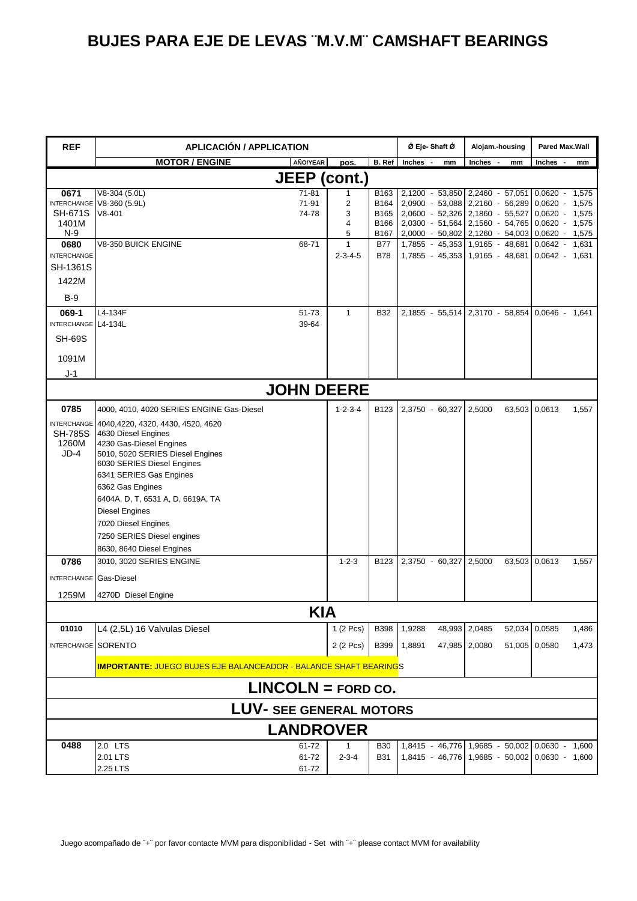# BUJES PARA EJE DE LEVAS ¨M.V.M¨ CAMSHAFT BEARINGS

| REF | APLICACIÓN / APPLICATION | | | | Ø Eje- Shaft Ø | Alojam.-housing | Pared Max.Wall |
|---|---|---|---|---|---|---|---|
| | MOTOR / ENGINE | AÑO/YEAR | pos. | B. Ref | Inches - mm | Inches - mm | Inches - mm |
| **JEEP (cont.)** | | | | | | | |
| **0671** | V8-304 (5.0L) | 71-81 | 1 | B163 | 2,1200 - 53,850 | 2,2460 - 57,051 | 0,0620 - 1,575 |
| INTERCHANGE | V8-360 (5.9L) | 71-91 | 2 | B164 | 2,0900 - 53,088 | 2,2160 - 56,289 | 0,0620 - 1,575 |
| SH-671S | V8-401 | 74-78 | 3 | B165 | 2,0600 - 52,326 | 2,1860 - 55,527 | 0,0620 - 1,575 |
| 1401M | | | 4 | B166 | 2,0300 - 51,564 | 2,1560 - 54,765 | 0,0620 - 1,575 |
| N-9 | | | 5 | B167 | 2,0000 - 50,802 | 2,1260 - 54,003 | 0,0620 - 1,575 |
| **0680** | V8-350 BUICK ENGINE | 68-71 | 1 | B77 | 1,7855 - 45,353 | 1,9165 - 48,681 | 0,0642 - 1,631 |
| INTERCHANGE | | | 2-3-4-5 | B78 | 1,7855 - 45,353 | 1,9165 - 48,681 | 0,0642 - 1,631 |
| SH-1361S | | | | | | | |
| 1422M | | | | | | | |
| B-9 | | | | | | | |
| **069-1** | L4-134F | 51-73 | 1 | B32 | 2,1855 - 55,514 | 2,3170 - 58,854 | 0,0646 - 1,641 |
| INTERCHANGE | L4-134L | 39-64 | | | | | |
| SH-69S | | | | | | | |
| 1091M | | | | | | | |
| J-1 | | | | | | | |
| **JOHN DEERE** | | | | | | | |
| **0785** | 4000, 4010, 4020 SERIES ENGINE Gas-Diesel | | 1-2-3-4 | B123 | 2,3750 - 60,327 | 2,5000 63,503 | 0,0613 1,557 |
| INTERCHANGE | 4040,4220, 4320, 4430, 4520, 4620 | | | | | | |
| SH-785S | 4630 Diesel Engines | | | | | | |
| 1260M | 4230 Gas-Diesel Engines | | | | | | |
| JD-4 | 5010, 5020 SERIES Diesel Engines | | | | | | |
| | 6030 SERIES Diesel Engines | | | | | | |
| | 6341 SERIES Gas Engines | | | | | | |
| | 6362 Gas Engines | | | | | | |
| | 6404A, D, T, 6531 A, D, 6619A, TA | | | | | | |
| | Diesel Engines | | | | | | |
| | 7020 Diesel Engines | | | | | | |
| | 7250 SERIES Diesel engines | | | | | | |
| | 8630, 8640 Diesel Engines | | | | | | |
| **0786** | 3010, 3020 SERIES ENGINE | | 1-2-3 | B123 | 2,3750 - 60,327 | 2,5000 63,503 | 0,0613 1,557 |
| INTERCHANGE | Gas-Diesel | | | | | | |
| 1259M | 4270D Diesel Engine | | | | | | |
| **KIA** | | | | | | | |
| **01010** | L4 (2,5L) 16 Valvulas Diesel | | 1 (2 Pcs) | B398 | 1,9288 48,993 | 2,0485 52,034 | 0,0585 1,486 |
| INTERCHANGE | SORENTO | | 2 (2 Pcs) | B399 | 1,8891 47,985 | 2,0080 51,005 | 0,0580 1,473 |
| | **IMPORTANTE:** JUEGO BUJES EJE BALANCEADOR - BALANCE SHAFT BEARINGS | | | | | | |
| **LINCOLN = FORD CO.** | | | | | | | |
| **LUV- SEE GENERAL MOTORS** | | | | | | | |
| **LANDROVER** | | | | | | | |
| **0488** | 2.0 LTS | 61-72 | 1 | B30 | 1,8415 - 46,776 | 1,9685 - 50,002 | 0,0630 - 1,600 |
| | 2.01 LTS | 61-72 | 2-3-4 | B31 | 1,8415 - 46,776 | 1,9685 - 50,002 | 0,0630 - 1,600 |
| | 2.25 LTS | 61-72 | | | | | |

Juego acompañado de ¨+¨ por favor contacte MVM para disponibilidad - Set with ¨+¨ please contact MVM for availability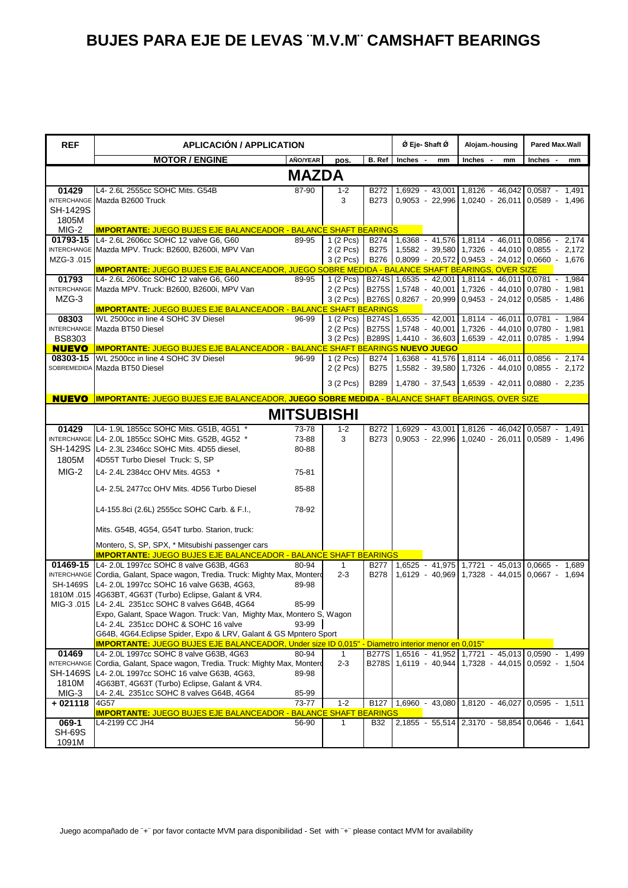# BUJES PARA EJE DE LEVAS ¨M.V.M¨ CAMSHAFT BEARINGS

| REF | APLICACIÓN / APPLICATION | | | | Ø Eje- Shaft Ø | Alojam.-housing | Pared Max.Wall |
|---|---|---|---|---|---|---|---|
| | MOTOR / ENGINE | AÑO/YEAR | pos. | B. Ref | Inches - mm | Inches - mm | Inches - mm |
| | **MAZDA** | | | | | | |
| **01429** | L4- 2.6L 2555cc SOHC Mits. G54B | 87-90 | 1-2 | B272 | 1,6929 - 43,001 | 1,8126 - 46,042 | 0,0587 - 1,491 |
| INTERCHANGE | Mazda B2600 Truck | | 3 | B273 | 0,9053 - 22,996 | 1,0240 - 26,011 | 0,0589 - 1,496 |
| SH-1429S | | | | | | | |
| 1805M | | | | | | | |
| MIG-2 | **IMPORTANTE:** JUEGO BUJES EJE BALANCEADOR - BALANCE SHAFT BEARINGS | | | | | | |
| **01793-15** | L4- 2.6L 2606cc SOHC 12 valve G6, G60 | 89-95 | 1 (2 Pcs) | B274 | 1,6368 - 41,576 | 1,8114 - 46,011 | 0,0856 - 2,174 |
| INTERCHANGE | Mazda MPV. Truck: B2600, B2600i, MPV Van | | 2 (2 Pcs) | B275 | 1,5582 - 39,580 | 1,7326 - 44,010 | 0,0855 - 2,172 |
| MZG-3 .015 | | | 3 (2 Pcs) | B276 | 0,8099 - 20,572 | 0,9453 - 24,012 | 0,0660 - 1,676 |
| | **IMPORTANTE:** JUEGO BUJES EJE BALANCEADOR, JUEGO SOBRE MEDIDA - BALANCE SHAFT BEARINGS, OVER SIZE | | | | | | |
| **01793** | L4- 2.6L 2606cc SOHC 12 valve G6, G60 | 89-95 | 1 (2 Pcs) | B274S | 1,6535 - 42,001 | 1,8114 - 46,011 | 0,0781 - 1,984 |
| INTERCHANGE | Mazda MPV. Truck: B2600, B2600i, MPV Van | | 2 (2 Pcs) | B275S | 1,5748 - 40,001 | 1,7326 - 44,010 | 0,0780 - 1,981 |
| MZG-3 | | | 3 (2 Pcs) | B276S | 0,8267 - 20,999 | 0,9453 - 24,012 | 0,0585 - 1,486 |
| | **IMPORTANTE:** JUEGO BUJES EJE BALANCEADOR - BALANCE SHAFT BEARINGS | | | | | | |
| **08303** | WL 2500cc in line 4 SOHC 3V Diesel | 96-99 | 1 (2 Pcs) | B274S | 1,6535 - 42,001 | 1,8114 - 46,011 | 0,0781 - 1,984 |
| INTERCHANGE | Mazda BT50 Diesel | | 2 (2 Pcs) | B275S | 1,5748 - 40,001 | 1,7326 - 44,010 | 0,0780 - 1,981 |
| BS8303 | | | 3 (2 Pcs) | B289S | 1,4410 - 36,603 | 1,6539 - 42,011 | 0,0785 - 1,994 |
| **NUEVO** | **IMPORTANTE:** JUEGO BUJES EJE BALANCEADOR - BALANCE SHAFT BEARINGS **NUEVO JUEGO** | | | | | | |
| **08303-15** | WL 2500cc in line 4 SOHC 3V Diesel | 96-99 | 1 (2 Pcs) | B274 | 1,6368 - 41,576 | 1,8114 - 46,011 | 0,0856 - 2,174 |
| SOBREMEDIDA | Mazda BT50 Diesel | | 2 (2 Pcs) | B275 | 1,5582 - 39,580 | 1,7326 - 44,010 | 0,0855 - 2,172 |
| | | | 3 (2 Pcs) | B289 | 1,4780 - 37,543 | 1,6539 - 42,011 | 0,0880 - 2,235 |
| **NUEVO** | **IMPORTANTE:** JUEGO BUJES EJE BALANCEADOR, **JUEGO SOBRE MEDIDA** - BALANCE SHAFT BEARINGS, OVER SIZE | | | | | | |
| | **MITSUBISHI** | | | | | | |
| **01429** | L4- 1.9L 1855cc SOHC Mits. G51B, 4G51 * | 73-78 | 1-2 | B272 | 1,6929 - 43,001 | 1,8126 - 46,042 | 0,0587 - 1,491 |
| INTERCHANGE | L4- 2.0L 1855cc SOHC Mits. G52B, 4G52 * | 73-88 | 3 | B273 | 0,9053 - 22,996 | 1,0240 - 26,011 | 0,0589 - 1,496 |
| SH-1429S | L4- 2.3L 2346cc SOHC Mits. 4D55 diesel, | 80-88 | | | | | |
| 1805M | 4D55T Turbo Diesel Truck: S, SP | | | | | | |
| MIG-2 | L4- 2.4L 2384cc OHV Mits. 4G53 * | 75-81 | | | | | |
| | L4- 2.5L 2477cc OHV Mits. 4D56 Turbo Diesel | 85-88 | | | | | |
| | L4-155.8ci (2.6L) 2555cc SOHC Carb. & F.I., | 78-92 | | | | | |
| | Mits. G54B, 4G54, G54T turbo. Starion, truck: | | | | | | |
| | Montero, S, SP, SPX, * Mitsubishi passenger cars | | | | | | |
| | **IMPORTANTE:** JUEGO BUJES EJE BALANCEADOR - BALANCE SHAFT BEARINGS | | | | | | |
| **01469-15** | L4- 2.0L 1997cc SOHC 8 valve G63B, 4G63 | 80-94 | 1 | B277 | 1,6525 - 41,975 | 1,7721 - 45,013 | 0,0665 - 1,689 |
| INTERCHANGE | Cordia, Galant, Space wagon, Tredia. Truck: Mighty Max, Montero | | 2-3 | B278 | 1,6129 - 40,969 | 1,7328 - 44,015 | 0,0667 - 1,694 |
| SH-1469S | L4- 2.0L 1997cc SOHC 16 valve G63B, 4G63, | 89-98 | | | | | |
| 1810M .015 | 4G63BT, 4G63T (Turbo) Eclipse, Galant & VR4. | | | | | | |
| MIG-3 .015 | L4- 2.4L 2351cc SOHC 8 valves G64B, 4G64 | 85-99 | | | | | |
| | Expo, Galant, Space Wagon. Truck: Van, Mighty Max, Montero S, Wagon | | | | | | |
| | L4- 2.4L 2351cc DOHC & SOHC 16 valve | 93-99 | | | | | |
| | G64B, 4G64.Eclipse Spider, Expo & LRV, Galant & GS Mpntero Sport | | | | | | |
| | **IMPORTANTE:** JUEGO BUJES EJE BALANCEADOR, Under size ID 0,015" - Diametro interior menor en 0,015" | | | | | | |
| **01469** | L4- 2.0L 1997cc SOHC 8 valve G63B, 4G63 | 80-94 | 1 | B277S | 1,6516 - 41,952 | 1,7721 - 45,013 | 0,0590 - 1,499 |
| INTERCHANGE | Cordia, Galant, Space wagon, Tredia. Truck: Mighty Max, Montero | | 2-3 | B278S | 1,6119 - 40,944 | 1,7328 - 44,015 | 0,0592 - 1,504 |
| SH-1469S | L4- 2.0L 1997cc SOHC 16 valve G63B, 4G63, | 89-98 | | | | | |
| 1810M | 4G63BT, 4G63T (Turbo) Eclipse, Galant & VR4. | | | | | | |
| MIG-3 | L4- 2.4L 2351cc SOHC 8 valves G64B, 4G64 | 85-99 | | | | | |
| **+ 021118** | 4G57 | 73-77 | 1-2 | B127 | 1,6960 - 43,080 | 1,8120 - 46,027 | 0,0595 - 1,511 |
| | **IMPORTANTE:** JUEGO BUJES EJE BALANCEADOR - BALANCE SHAFT BEARINGS | | | | | | |
| **069-1** | L4-2199 CC JH4 | 56-90 | 1 | B32 | 2,1855 - 55,514 | 2,3170 - 58,854 | 0,0646 - 1,641 |
| SH-69S | | | | | | | |
| 1091M | | | | | | | |

Juego acompañado de ¨+¨ por favor contacte MVM para disponibilidad - Set with ¨+¨ please contact MVM for availability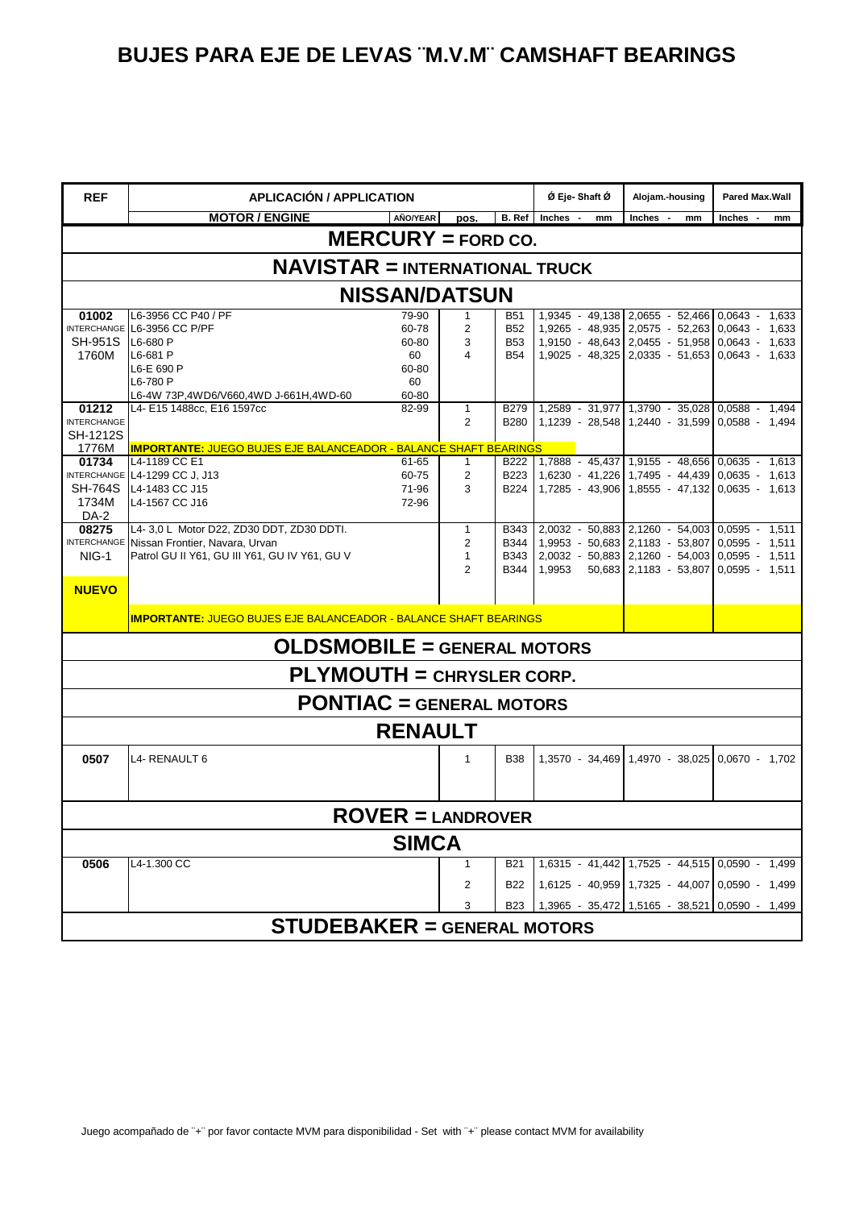# BUJES PARA EJE DE LEVAS ¨M.V.M¨ CAMSHAFT BEARINGS

| REF | APLICACIÓN / APPLICATION | | pos. | B. Ref | Ø Eje- Shaft Ø | Alojam.-housing | Pared Max.Wall |
|---|---|---|---|---|---|---|---|
| | MOTOR / ENGINE | AÑO/YEAR | | | Inches - mm | Inches - mm | Inches - mm |
| **MERCURY = FORD CO.** | | | | | | | |
| **NAVISTAR = INTERNATIONAL TRUCK** | | | | | | | |
| **NISSAN/DATSUN** | | | | | | | |
| **01002** | L6-3956 CC P40 / PF | 79-90 | 1 | B51 | 1,9345 - 49,138 | 2,0655 - 52,466 | 0,0643 - 1,633 |
| INTERCHANGE | L6-3956 CC P/PF | 60-78 | 2 | B52 | 1,9265 - 48,935 | 2,0575 - 52,263 | 0,0643 - 1,633 |
| SH-951S | L6-680 P | 60-80 | 3 | B53 | 1,9150 - 48,643 | 2,0455 - 51,958 | 0,0643 - 1,633 |
| 1760M | L6-681 P | 60 | 4 | B54 | 1,9025 - 48,325 | 2,0335 - 51,653 | 0,0643 - 1,633 |
| | L6-E 690 P | 60-80 | | | | | |
| | L6-780 P | 60 | | | | | |
| | L6-4W 73P,4WD6/V660,4WD J-661H,4WD-60 | 60-80 | | | | | |
| **01212** | L4- E15 1488cc, E16 1597cc | 82-99 | 1 | B279 | 1,2589 - 31,977 | 1,3790 - 35,028 | 0,0588 - 1,494 |
| INTERCHANGE | | | 2 | B280 | 1,1239 - 28,548 | 1,2440 - 31,599 | 0,0588 - 1,494 |
| SH-1212S | | | | | | | |
| 1776M | **IMPORTANTE:** JUEGO BUJES EJE BALANCEADOR - BALANCE SHAFT BEARINGS | | | | | | |
| **01734** | L4-1189 CC E1 | 61-65 | 1 | B222 | 1,7888 - 45,437 | 1,9155 - 48,656 | 0,0635 - 1,613 |
| INTERCHANGE | L4-1299 CC J, J13 | 60-75 | 2 | B223 | 1,6230 - 41,226 | 1,7495 - 44,439 | 0,0635 - 1,613 |
| SH-764S | L4-1483 CC J15 | 71-96 | 3 | B224 | 1,7285 - 43,906 | 1,8555 - 47,132 | 0,0635 - 1,613 |
| 1734M | L4-1567 CC J16 | 72-96 | | | | | |
| DA-2 | | | | | | | |
| **08275** | L4- 3,0 L Motor D22, ZD30 DDT, ZD30 DDTI. | | 1 | B343 | 2,0032 - 50,883 | 2,1260 - 54,003 | 0,0595 - 1,511 |
| INTERCHANGE | Nissan Frontier, Navara, Urvan | | 2 | B344 | 1,9953 - 50,683 | 2,1183 - 53,807 | 0,0595 - 1,511 |
| NIG-1 | Patrol GU II Y61, GU III Y61, GU IV Y61, GU V | | 1 | B343 | 2,0032 - 50,883 | 2,1260 - 54,003 | 0,0595 - 1,511 |
| | | | 2 | B344 | 1,9953 50,683 | 2,1183 - 53,807 | 0,0595 - 1,511 |
| **NUEVO** | | | | | | | |
| | **IMPORTANTE:** JUEGO BUJES EJE BALANCEADOR - BALANCE SHAFT BEARINGS | | | | | | |
| **OLDSMOBILE = GENERAL MOTORS** | | | | | | | |
| **PLYMOUTH = CHRYSLER CORP.** | | | | | | | |
| **PONTIAC = GENERAL MOTORS** | | | | | | | |
| **RENAULT** | | | | | | | |
| **0507** | L4- RENAULT 6 | | 1 | B38 | 1,3570 - 34,469 | 1,4970 - 38,025 | 0,0670 - 1,702 |
| **ROVER = LANDROVER** | | | | | | | |
| **SIMCA** | | | | | | | |
| **0506** | L4-1.300 CC | | 1 | B21 | 1,6315 - 41,442 | 1,7525 - 44,515 | 0,0590 - 1,499 |
| | | | 2 | B22 | 1,6125 - 40,959 | 1,7325 - 44,007 | 0,0590 - 1,499 |
| | | | 3 | B23 | 1,3965 - 35,472 | 1,5165 - 38,521 | 0,0590 - 1,499 |
| **STUDEBAKER = GENERAL MOTORS** | | | | | | | |

Juego acompañado de ¨+¨ por favor contacte MVM para disponibilidad - Set with ¨+¨ please contact MVM for availability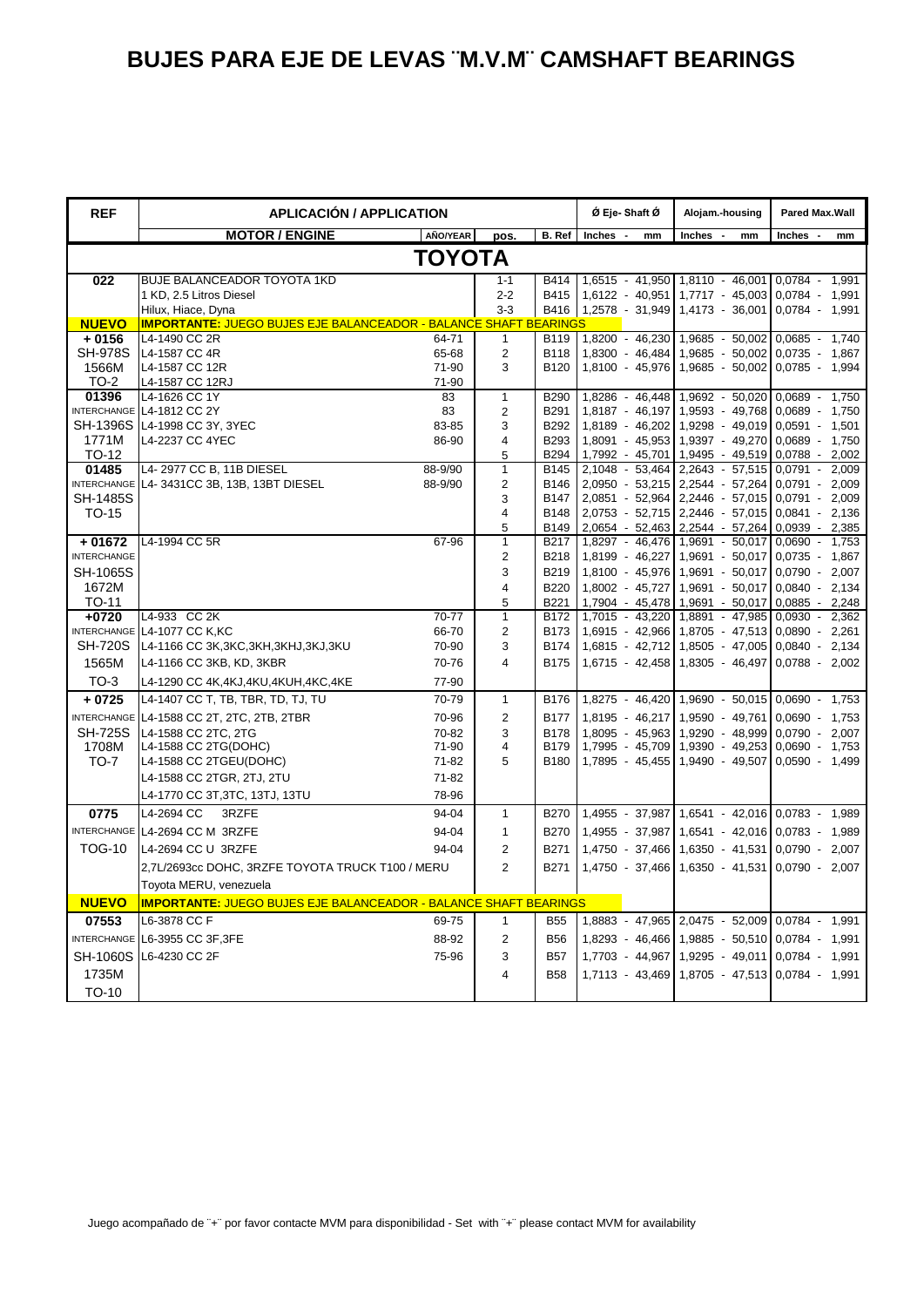# BUJES PARA EJE DE LEVAS ¨M.V.M¨ CAMSHAFT BEARINGS

| REF | APLICACIÓN / APPLICATION | | pos. | B. Ref | Ø Eje- Shaft Ø Inches - mm | Alojam.-housing Inches - mm | Pared Max.Wall Inches - mm |
|---|---|---|---|---|---|---|---|
| | **MOTOR / ENGINE** | **AÑO/YEAR** | | | | | |
| | **TOYOTA** | | | | | | |
| **022** | BUJE BALANCEADOR TOYOTA 1KD | | 1-1 | B414 | 1,6515 - 41,950 | 1,8110 - 46,001 | 0,0784 - 1,991 |
| | 1 KD, 2.5 Litros Diesel | | 2-2 | B415 | 1,6122 - 40,951 | 1,7717 - 45,003 | 0,0784 - 1,991 |
| | Hilux, Hiace, Dyna | | 3-3 | B416 | 1,2578 - 31,949 | 1,4173 - 36,001 | 0,0784 - 1,991 |
| **NUEVO** | **IMPORTANTE:** JUEGO BUJES EJE BALANCEADOR - BALANCE SHAFT BEARINGS | | | | | | |
| **+ 0156** | L4-1490 CC 2R | 64-71 | 1 | B119 | 1,8200 - 46,230 | 1,9685 - 50,002 | 0,0685 - 1,740 |
| SH-978S | L4-1587 CC 4R | 65-68 | 2 | B118 | 1,8300 - 46,484 | 1,9685 - 50,002 | 0,0735 - 1,867 |
| 1566M | L4-1587 CC 12R | 71-90 | 3 | B120 | 1,8100 - 45,976 | 1,9685 - 50,002 | 0,0785 - 1,994 |
| TO-2 | L4-1587 CC 12RJ | 71-90 | | | | | |
| **01396** | L4-1626 CC 1Y | 83 | 1 | B290 | 1,8286 - 46,448 | 1,9692 - 50,020 | 0,0689 - 1,750 |
| INTERCHANGE | L4-1812 CC 2Y | 83 | 2 | B291 | 1,8187 - 46,197 | 1,9593 - 49,768 | 0,0689 - 1,750 |
| SH-1396S | L4-1998 CC 3Y, 3YEC | 83-85 | 3 | B292 | 1,8189 - 46,202 | 1,9298 - 49,019 | 0,0591 - 1,501 |
| 1771M | L4-2237 CC 4YEC | 86-90 | 4 | B293 | 1,8091 - 45,953 | 1,9397 - 49,270 | 0,0689 - 1,750 |
| TO-12 | | | 5 | B294 | 1,7992 - 45,701 | 1,9495 - 49,519 | 0,0788 - 2,002 |
| **01485** | L4- 2977 CC B, 11B DIESEL | 88-9/90 | 1 | B145 | 2,1048 - 53,464 | 2,2643 - 57,515 | 0,0791 - 2,009 |
| INTERCHANGE | L4- 3431CC 3B, 13B, 13BT DIESEL | 88-9/90 | 2 | B146 | 2,0950 - 53,215 | 2,2544 - 57,264 | 0,0791 - 2,009 |
| SH-1485S | | | 3 | B147 | 2,0851 - 52,964 | 2,2446 - 57,015 | 0,0791 - 2,009 |
| TO-15 | | | 4 | B148 | 2,0753 - 52,715 | 2,2446 - 57,015 | 0,0841 - 2,136 |
| | | | 5 | B149 | 2,0654 - 52,463 | 2,2544 - 57,264 | 0,0939 - 2,385 |
| **+ 01672** | L4-1994 CC 5R | 67-96 | 1 | B217 | 1,8297 - 46,476 | 1,9691 - 50,017 | 0,0690 - 1,753 |
| INTERCHANGE | | | 2 | B218 | 1,8199 - 46,227 | 1,9691 - 50,017 | 0,0735 - 1,867 |
| SH-1065S | | | 3 | B219 | 1,8100 - 45,976 | 1,9691 - 50,017 | 0,0790 - 2,007 |
| 1672M | | | 4 | B220 | 1,8002 - 45,727 | 1,9691 - 50,017 | 0,0840 - 2,134 |
| TO-11 | | | 5 | B221 | 1,7904 - 45,478 | 1,9691 - 50,017 | 0,0885 - 2,248 |
| **+0720** | L4-933 CC 2K | 70-77 | 1 | B172 | 1,7015 - 43,220 | 1,8891 - 47,985 | 0,0930 - 2,362 |
| INTERCHANGE | L4-1077 CC K,KC | 66-70 | 2 | B173 | 1,6915 - 42,966 | 1,8705 - 47,513 | 0,0890 - 2,261 |
| SH-720S | L4-1166 CC 3K,3KC,3KH,3KHJ,3KJ,3KU | 70-90 | 3 | B174 | 1,6815 - 42,712 | 1,8505 - 47,005 | 0,0840 - 2,134 |
| 1565M | L4-1166 CC 3KB, KD, 3KBR | 70-76 | 4 | B175 | 1,6715 - 42,458 | 1,8305 - 46,497 | 0,0788 - 2,002 |
| TO-3 | L4-1290 CC 4K,4KJ,4KU,4KUH,4KC,4KE | 77-90 | | | | | |
| **+ 0725** | L4-1407 CC T, TB, TBR, TD, TJ, TU | 70-79 | 1 | B176 | 1,8275 - 46,420 | 1,9690 - 50,015 | 0,0690 - 1,753 |
| INTERCHANGE | L4-1588 CC 2T, 2TC, 2TB, 2TBR | 70-96 | 2 | B177 | 1,8195 - 46,217 | 1,9590 - 49,761 | 0,0690 - 1,753 |
| SH-725S | L4-1588 CC 2TC, 2TG | 70-82 | 3 | B178 | 1,8095 - 45,963 | 1,9290 - 48,999 | 0,0790 - 2,007 |
| 1708M | L4-1588 CC 2TG(DOHC) | 71-90 | 4 | B179 | 1,7995 - 45,709 | 1,9390 - 49,253 | 0,0690 - 1,753 |
| TO-7 | L4-1588 CC 2TGEU(DOHC) | 71-82 | 5 | B180 | 1,7895 - 45,455 | 1,9490 - 49,507 | 0,0590 - 1,499 |
| | L4-1588 CC 2TGR, 2TJ, 2TU | 71-82 | | | | | |
| | L4-1770 CC 3T,3TC, 13TJ, 13TU | 78-96 | | | | | |
| **0775** | L4-2694 CC 3RZFE | 94-04 | 1 | B270 | 1,4955 - 37,987 | 1,6541 - 42,016 | 0,0783 - 1,989 |
| INTERCHANGE | L4-2694 CC M 3RZFE | 94-04 | 1 | B270 | 1,4955 - 37,987 | 1,6541 - 42,016 | 0,0783 - 1,989 |
| TOG-10 | L4-2694 CC U 3RZFE | 94-04 | 2 | B271 | 1,4750 - 37,466 | 1,6350 - 41,531 | 0,0790 - 2,007 |
| | 2,7L/2693cc DOHC, 3RZFE TOYOTA TRUCK T100 / MERU | | 2 | B271 | 1,4750 - 37,466 | 1,6350 - 41,531 | 0,0790 - 2,007 |
| | Toyota MERU, venezuela | | | | | | |
| **NUEVO** | **IMPORTANTE:** JUEGO BUJES EJE BALANCEADOR - BALANCE SHAFT BEARINGS | | | | | | |
| **07553** | L6-3878 CC F | 69-75 | 1 | B55 | 1,8883 - 47,965 | 2,0475 - 52,009 | 0,0784 - 1,991 |
| INTERCHANGE | L6-3955 CC 3F,3FE | 88-92 | 2 | B56 | 1,8293 - 46,466 | 1,9885 - 50,510 | 0,0784 - 1,991 |
| SH-1060S | L6-4230 CC 2F | 75-96 | 3 | B57 | 1,7703 - 44,967 | 1,9295 - 49,011 | 0,0784 - 1,991 |
| 1735M | | | 4 | B58 | 1,7113 - 43,469 | 1,8705 - 47,513 | 0,0784 - 1,991 |
| TO-10 | | | | | | | |

Juego acompañado de ¨+¨ por favor contacte MVM para disponibilidad - Set with ¨+¨ please contact MVM for availability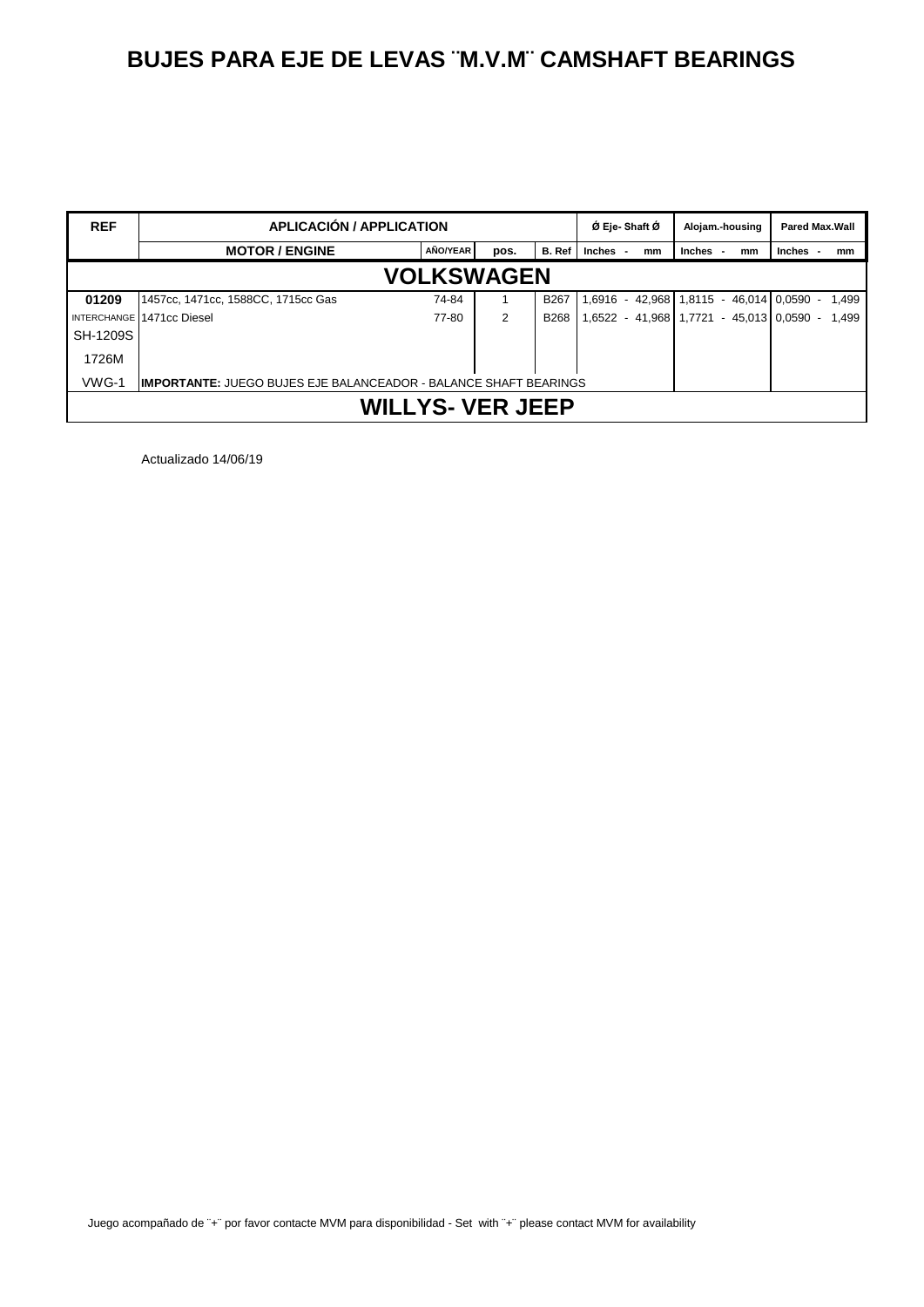# BUJES PARA EJE DE LEVAS ¨M.V.M¨ CAMSHAFT BEARINGS

| REF | APLICACIÓN / APPLICATION | | | | Ø Eje- Shaft Ø | Alojam.-housing | Pared Max.Wall |
|---|---|---|---|---|---|---|---|
| | MOTOR / ENGINE | AÑO/YEAR | pos. | B. Ref | Inches - mm | Inches - mm | Inches - mm |
| **VOLKSWAGEN** | | | | | | | |
| **01209** | 1457cc, 1471cc, 1588CC, 1715cc Gas | 74-84 | 1 | B267 | 1,6916 - 42,968 | 1,8115 - 46,014 | 0,0590 - 1,499 |
| INTERCHANGE | 1471cc Diesel | 77-80 | 2 | B268 | 1,6522 - 41,968 | 1,7721 - 45,013 | 0,0590 - 1,499 |
| SH-1209S | | | | | | | |
| 1726M | | | | | | | |
| VWG-1 | **IMPORTANTE:** JUEGO BUJES EJE BALANCEADOR - BALANCE SHAFT BEARINGS | | | | | | |
| **WILLYS- VER JEEP** | | | | | | | |

Actualizado 14/06/19

Juego acompañado de ¨+¨ por favor contacte MVM para disponibilidad - Set with ¨+¨ please contact MVM for availability